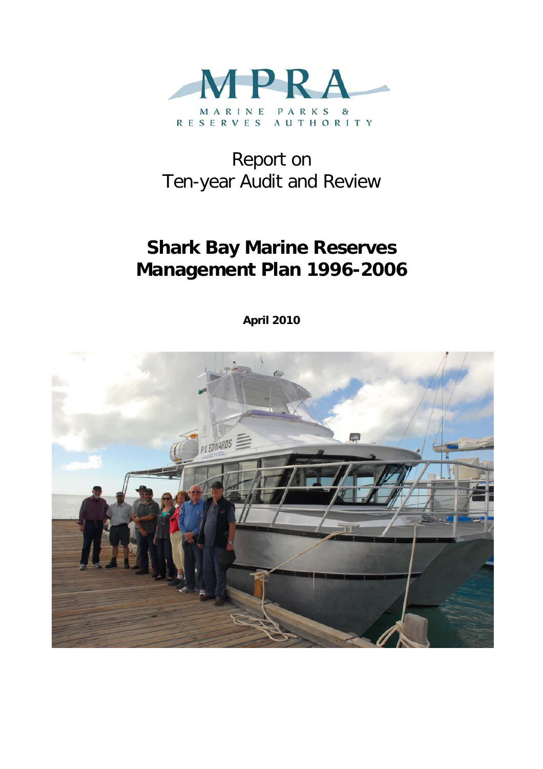MPRA

MARINE PARKS & RESERVES AUTHORITY

Report on
Ten-year Audit and Review

# Shark Bay Marine Reserves Management Plan 1996-2006

**April 2010**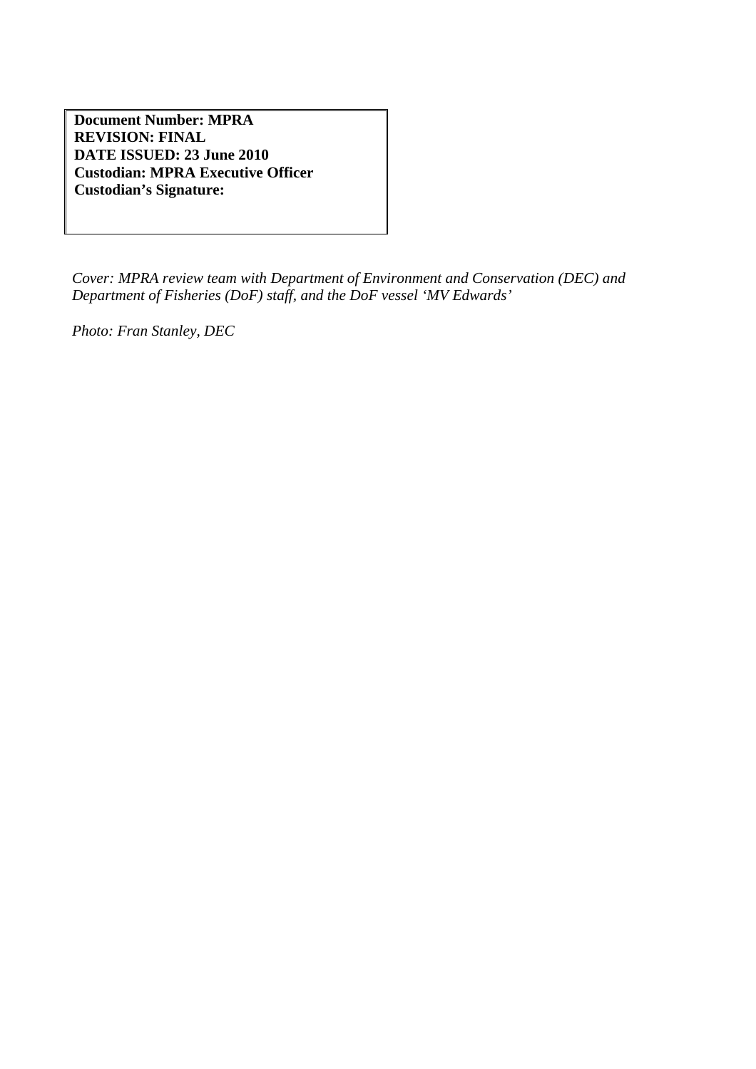**Document Number: MPRA**
**REVISION: FINAL**
**DATE ISSUED: 23 June 2010**
**Custodian: MPRA Executive Officer**
**Custodian's Signature:**

*Cover: MPRA review team with Department of Environment and Conservation (DEC) and Department of Fisheries (DoF) staff, and the DoF vessel 'MV Edwards'*

*Photo: Fran Stanley, DEC*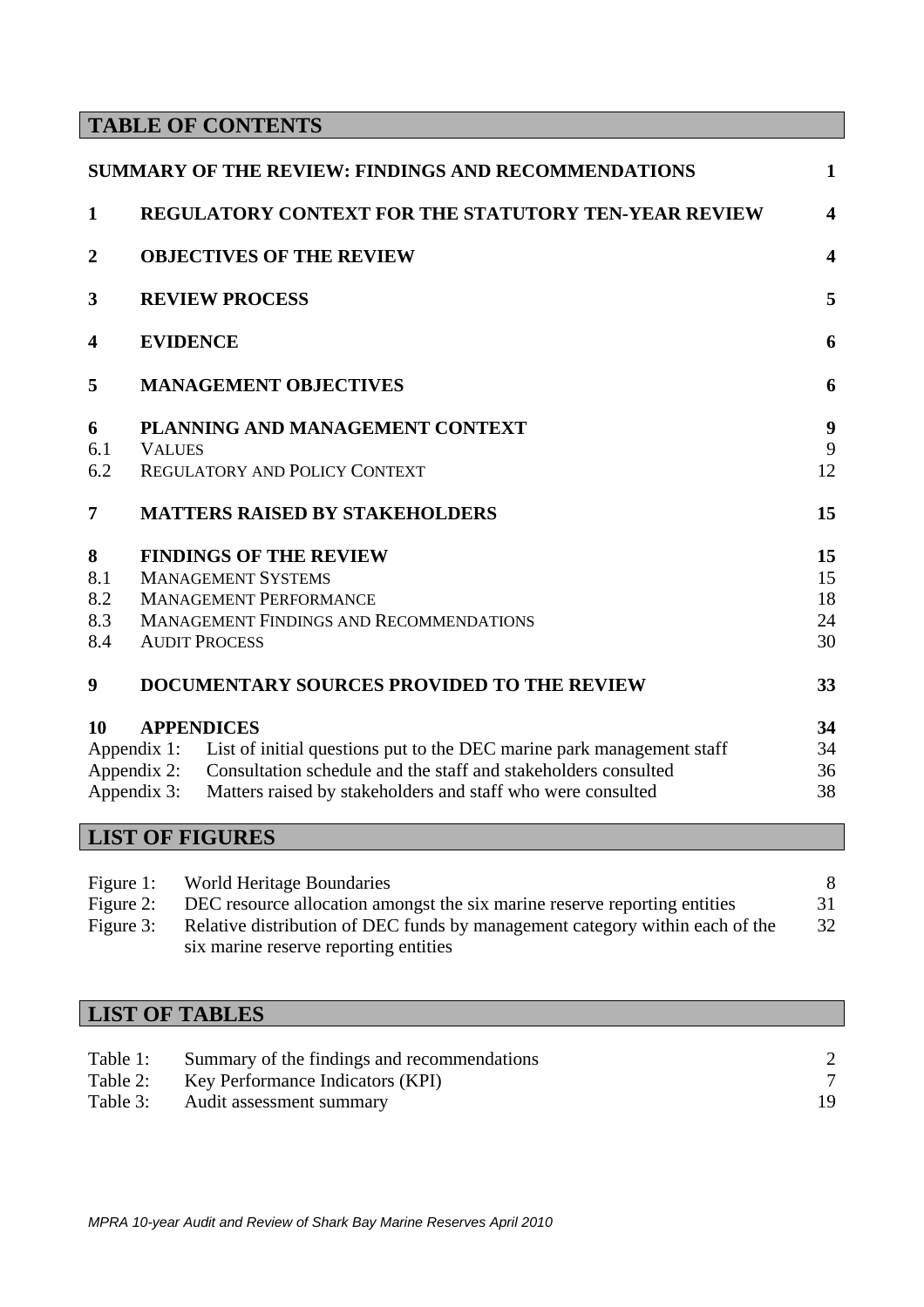## TABLE OF CONTENTS

| | | |
|---|---|---|
| | **SUMMARY OF THE REVIEW: FINDINGS AND RECOMMENDATIONS** | **1** |
| **1** | **REGULATORY CONTEXT FOR THE STATUTORY TEN-YEAR REVIEW** | **4** |
| **2** | **OBJECTIVES OF THE REVIEW** | **4** |
| **3** | **REVIEW PROCESS** | **5** |
| **4** | **EVIDENCE** | **6** |
| **5** | **MANAGEMENT OBJECTIVES** | **6** |
| **6** | **PLANNING AND MANAGEMENT CONTEXT** | **9** |
| 6.1 | VALUES | 9 |
| 6.2 | REGULATORY AND POLICY CONTEXT | 12 |
| **7** | **MATTERS RAISED BY STAKEHOLDERS** | **15** |
| **8** | **FINDINGS OF THE REVIEW** | **15** |
| 8.1 | MANAGEMENT SYSTEMS | 15 |
| 8.2 | MANAGEMENT PERFORMANCE | 18 |
| 8.3 | MANAGEMENT FINDINGS AND RECOMMENDATIONS | 24 |
| 8.4 | AUDIT PROCESS | 30 |
| **9** | **DOCUMENTARY SOURCES PROVIDED TO THE REVIEW** | **33** |
| **10** | **APPENDICES** | **34** |
| Appendix 1: | List of initial questions put to the DEC marine park management staff | 34 |
| Appendix 2: | Consultation schedule and the staff and stakeholders consulted | 36 |
| Appendix 3: | Matters raised by stakeholders and staff who were consulted | 38 |

## LIST OF FIGURES

| | | |
|---|---|---|
| Figure 1: | World Heritage Boundaries | 8 |
| Figure 2: | DEC resource allocation amongst the six marine reserve reporting entities | 31 |
| Figure 3: | Relative distribution of DEC funds by management category within each of the six marine reserve reporting entities | 32 |

## LIST OF TABLES

| | | |
|---|---|---|
| Table 1: | Summary of the findings and recommendations | 2 |
| Table 2: | Key Performance Indicators (KPI) | 7 |
| Table 3: | Audit assessment summary | 19 |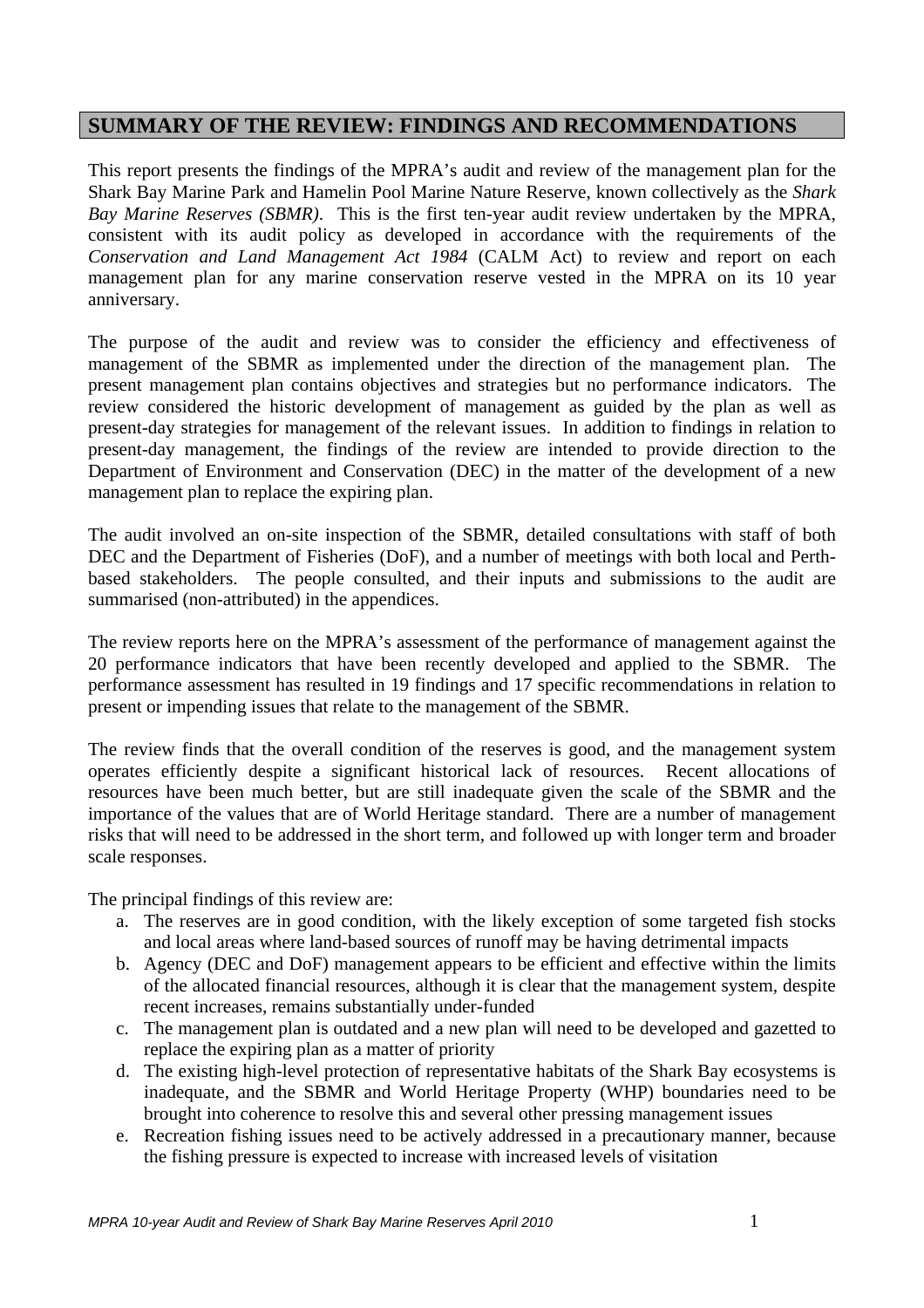## SUMMARY OF THE REVIEW: FINDINGS AND RECOMMENDATIONS

This report presents the findings of the MPRA's audit and review of the management plan for the Shark Bay Marine Park and Hamelin Pool Marine Nature Reserve, known collectively as the *Shark Bay Marine Reserves (SBMR)*. This is the first ten-year audit review undertaken by the MPRA, consistent with its audit policy as developed in accordance with the requirements of the *Conservation and Land Management Act 1984* (CALM Act) to review and report on each management plan for any marine conservation reserve vested in the MPRA on its 10 year anniversary.

The purpose of the audit and review was to consider the efficiency and effectiveness of management of the SBMR as implemented under the direction of the management plan. The present management plan contains objectives and strategies but no performance indicators. The review considered the historic development of management as guided by the plan as well as present-day strategies for management of the relevant issues. In addition to findings in relation to present-day management, the findings of the review are intended to provide direction to the Department of Environment and Conservation (DEC) in the matter of the development of a new management plan to replace the expiring plan.

The audit involved an on-site inspection of the SBMR, detailed consultations with staff of both DEC and the Department of Fisheries (DoF), and a number of meetings with both local and Perth-based stakeholders. The people consulted, and their inputs and submissions to the audit are summarised (non-attributed) in the appendices.

The review reports here on the MPRA's assessment of the performance of management against the 20 performance indicators that have been recently developed and applied to the SBMR. The performance assessment has resulted in 19 findings and 17 specific recommendations in relation to present or impending issues that relate to the management of the SBMR.

The review finds that the overall condition of the reserves is good, and the management system operates efficiently despite a significant historical lack of resources. Recent allocations of resources have been much better, but are still inadequate given the scale of the SBMR and the importance of the values that are of World Heritage standard. There are a number of management risks that will need to be addressed in the short term, and followed up with longer term and broader scale responses.

The principal findings of this review are:

a. The reserves are in good condition, with the likely exception of some targeted fish stocks and local areas where land-based sources of runoff may be having detrimental impacts
b. Agency (DEC and DoF) management appears to be efficient and effective within the limits of the allocated financial resources, although it is clear that the management system, despite recent increases, remains substantially under-funded
c. The management plan is outdated and a new plan will need to be developed and gazetted to replace the expiring plan as a matter of priority
d. The existing high-level protection of representative habitats of the Shark Bay ecosystems is inadequate, and the SBMR and World Heritage Property (WHP) boundaries need to be brought into coherence to resolve this and several other pressing management issues
e. Recreation fishing issues need to be actively addressed in a precautionary manner, because the fishing pressure is expected to increase with increased levels of visitation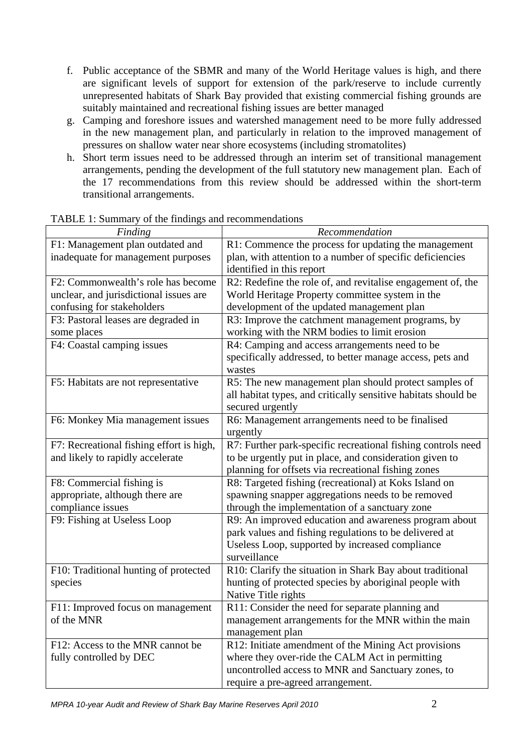f. Public acceptance of the SBMR and many of the World Heritage values is high, and there are significant levels of support for extension of the park/reserve to include currently unrepresented habitats of Shark Bay provided that existing commercial fishing grounds are suitably maintained and recreational fishing issues are better managed
g. Camping and foreshore issues and watershed management need to be more fully addressed in the new management plan, and particularly in relation to the improved management of pressures on shallow water near shore ecosystems (including stromatolites)
h. Short term issues need to be addressed through an interim set of transitional management arrangements, pending the development of the full statutory new management plan. Each of the 17 recommendations from this review should be addressed within the short-term transitional arrangements.

TABLE 1: Summary of the findings and recommendations

| *Finding* | *Recommendation* |
|---|---|
| F1: Management plan outdated and inadequate for management purposes | R1: Commence the process for updating the management plan, with attention to a number of specific deficiencies identified in this report |
| F2: Commonwealth's role has become unclear, and jurisdictional issues are confusing for stakeholders | R2: Redefine the role of, and revitalise engagement of, the World Heritage Property committee system in the development of the updated management plan |
| F3: Pastoral leases are degraded in some places | R3: Improve the catchment management programs, by working with the NRM bodies to limit erosion |
| F4: Coastal camping issues | R4: Camping and access arrangements need to be specifically addressed, to better manage access, pets and wastes |
| F5: Habitats are not representative | R5: The new management plan should protect samples of all habitat types, and critically sensitive habitats should be secured urgently |
| F6: Monkey Mia management issues | R6: Management arrangements need to be finalised urgently |
| F7: Recreational fishing effort is high, and likely to rapidly accelerate | R7: Further park-specific recreational fishing controls need to be urgently put in place, and consideration given to planning for offsets via recreational fishing zones |
| F8: Commercial fishing is appropriate, although there are compliance issues | R8: Targeted fishing (recreational) at Koks Island on spawning snapper aggregations needs to be removed through the implementation of a sanctuary zone |
| F9: Fishing at Useless Loop | R9: An improved education and awareness program about park values and fishing regulations to be delivered at Useless Loop, supported by increased compliance surveillance |
| F10: Traditional hunting of protected species | R10: Clarify the situation in Shark Bay about traditional hunting of protected species by aboriginal people with Native Title rights |
| F11: Improved focus on management of the MNR | R11: Consider the need for separate planning and management arrangements for the MNR within the main management plan |
| F12: Access to the MNR cannot be fully controlled by DEC | R12: Initiate amendment of the Mining Act provisions where they over-ride the CALM Act in permitting uncontrolled access to MNR and Sanctuary zones, to require a pre-agreed arrangement. |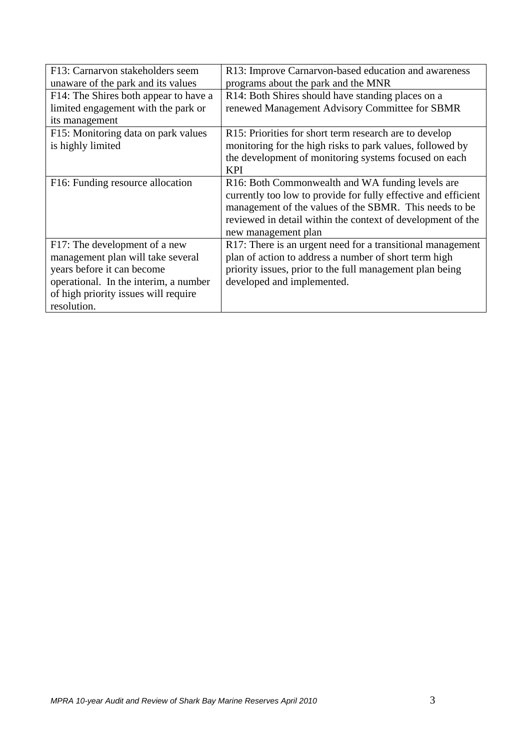| F13: Carnarvon stakeholders seem unaware of the park and its values | R13: Improve Carnarvon-based education and awareness programs about the park and the MNR |
|---|---|
| F14: The Shires both appear to have a limited engagement with the park or its management | R14: Both Shires should have standing places on a renewed Management Advisory Committee for SBMR |
| F15: Monitoring data on park values is highly limited | R15: Priorities for short term research are to develop monitoring for the high risks to park values, followed by the development of monitoring systems focused on each KPI |
| F16: Funding resource allocation | R16: Both Commonwealth and WA funding levels are currently too low to provide for fully effective and efficient management of the values of the SBMR. This needs to be reviewed in detail within the context of development of the new management plan |
| F17: The development of a new management plan will take several years before it can become operational. In the interim, a number of high priority issues will require resolution. | R17: There is an urgent need for a transitional management plan of action to address a number of short term high priority issues, prior to the full management plan being developed and implemented. |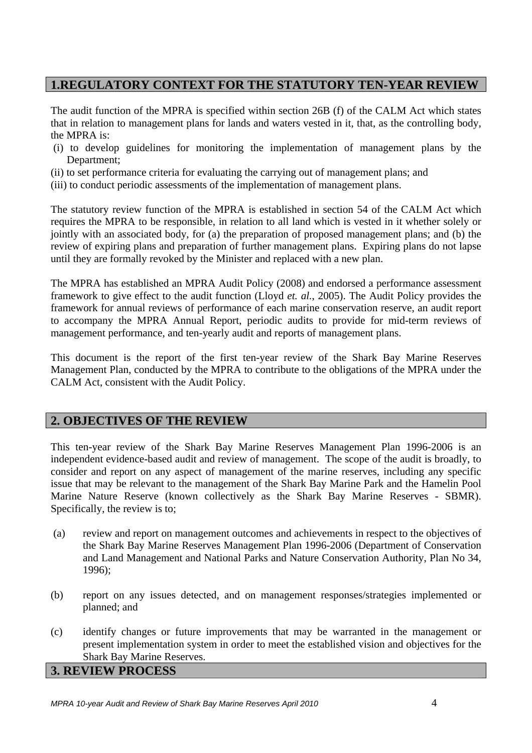# 1.REGULATORY CONTEXT FOR THE STATUTORY TEN-YEAR REVIEW

The audit function of the MPRA is specified within section 26B (f) of the CALM Act which states that in relation to management plans for lands and waters vested in it, that, as the controlling body, the MPRA is:

(i) to develop guidelines for monitoring the implementation of management plans by the Department;

(ii) to set performance criteria for evaluating the carrying out of management plans; and

(iii) to conduct periodic assessments of the implementation of management plans.

The statutory review function of the MPRA is established in section 54 of the CALM Act which requires the MPRA to be responsible, in relation to all land which is vested in it whether solely or jointly with an associated body, for (a) the preparation of proposed management plans; and (b) the review of expiring plans and preparation of further management plans. Expiring plans do not lapse until they are formally revoked by the Minister and replaced with a new plan.

The MPRA has established an MPRA Audit Policy (2008) and endorsed a performance assessment framework to give effect to the audit function (Lloyd *et. al.*, 2005). The Audit Policy provides the framework for annual reviews of performance of each marine conservation reserve, an audit report to accompany the MPRA Annual Report, periodic audits to provide for mid-term reviews of management performance, and ten-yearly audit and reports of management plans.

This document is the report of the first ten-year review of the Shark Bay Marine Reserves Management Plan, conducted by the MPRA to contribute to the obligations of the MPRA under the CALM Act, consistent with the Audit Policy.

# 2. OBJECTIVES OF THE REVIEW

This ten-year review of the Shark Bay Marine Reserves Management Plan 1996-2006 is an independent evidence-based audit and review of management. The scope of the audit is broadly, to consider and report on any aspect of management of the marine reserves, including any specific issue that may be relevant to the management of the Shark Bay Marine Park and the Hamelin Pool Marine Nature Reserve (known collectively as the Shark Bay Marine Reserves - SBMR). Specifically, the review is to;

(a) review and report on management outcomes and achievements in respect to the objectives of the Shark Bay Marine Reserves Management Plan 1996-2006 (Department of Conservation and Land Management and National Parks and Nature Conservation Authority, Plan No 34, 1996);

(b) report on any issues detected, and on management responses/strategies implemented or planned; and

(c) identify changes or future improvements that may be warranted in the management or present implementation system in order to meet the established vision and objectives for the Shark Bay Marine Reserves.

# 3. REVIEW PROCESS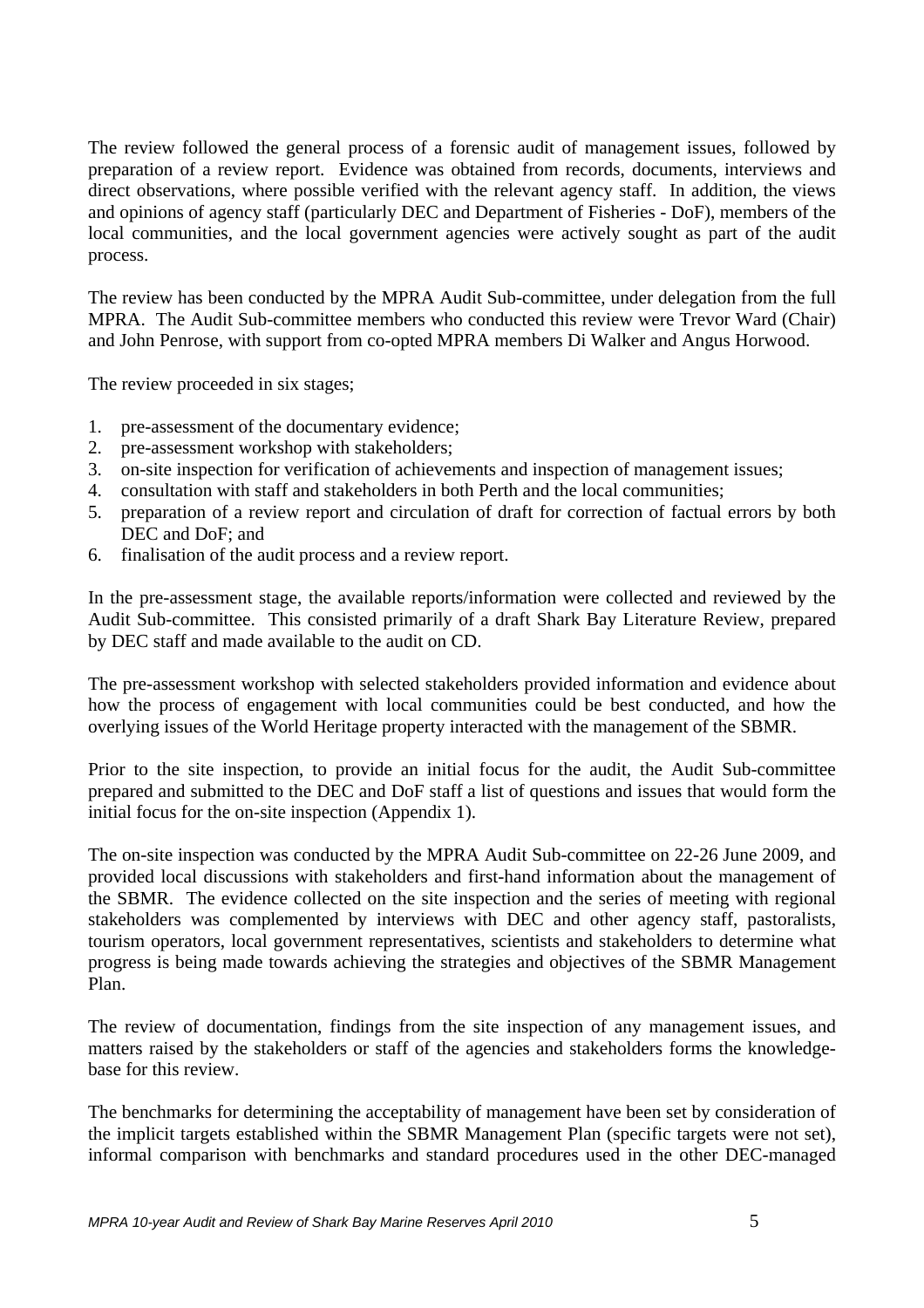The review followed the general process of a forensic audit of management issues, followed by preparation of a review report. Evidence was obtained from records, documents, interviews and direct observations, where possible verified with the relevant agency staff. In addition, the views and opinions of agency staff (particularly DEC and Department of Fisheries - DoF), members of the local communities, and the local government agencies were actively sought as part of the audit process.

The review has been conducted by the MPRA Audit Sub-committee, under delegation from the full MPRA. The Audit Sub-committee members who conducted this review were Trevor Ward (Chair) and John Penrose, with support from co-opted MPRA members Di Walker and Angus Horwood.

The review proceeded in six stages;

1. pre-assessment of the documentary evidence;
2. pre-assessment workshop with stakeholders;
3. on-site inspection for verification of achievements and inspection of management issues;
4. consultation with staff and stakeholders in both Perth and the local communities;
5. preparation of a review report and circulation of draft for correction of factual errors by both DEC and DoF; and
6. finalisation of the audit process and a review report.

In the pre-assessment stage, the available reports/information were collected and reviewed by the Audit Sub-committee. This consisted primarily of a draft Shark Bay Literature Review, prepared by DEC staff and made available to the audit on CD.

The pre-assessment workshop with selected stakeholders provided information and evidence about how the process of engagement with local communities could be best conducted, and how the overlying issues of the World Heritage property interacted with the management of the SBMR.

Prior to the site inspection, to provide an initial focus for the audit, the Audit Sub-committee prepared and submitted to the DEC and DoF staff a list of questions and issues that would form the initial focus for the on-site inspection (Appendix 1).

The on-site inspection was conducted by the MPRA Audit Sub-committee on 22-26 June 2009, and provided local discussions with stakeholders and first-hand information about the management of the SBMR. The evidence collected on the site inspection and the series of meeting with regional stakeholders was complemented by interviews with DEC and other agency staff, pastoralists, tourism operators, local government representatives, scientists and stakeholders to determine what progress is being made towards achieving the strategies and objectives of the SBMR Management Plan.

The review of documentation, findings from the site inspection of any management issues, and matters raised by the stakeholders or staff of the agencies and stakeholders forms the knowledge-base for this review.

The benchmarks for determining the acceptability of management have been set by consideration of the implicit targets established within the SBMR Management Plan (specific targets were not set), informal comparison with benchmarks and standard procedures used in the other DEC-managed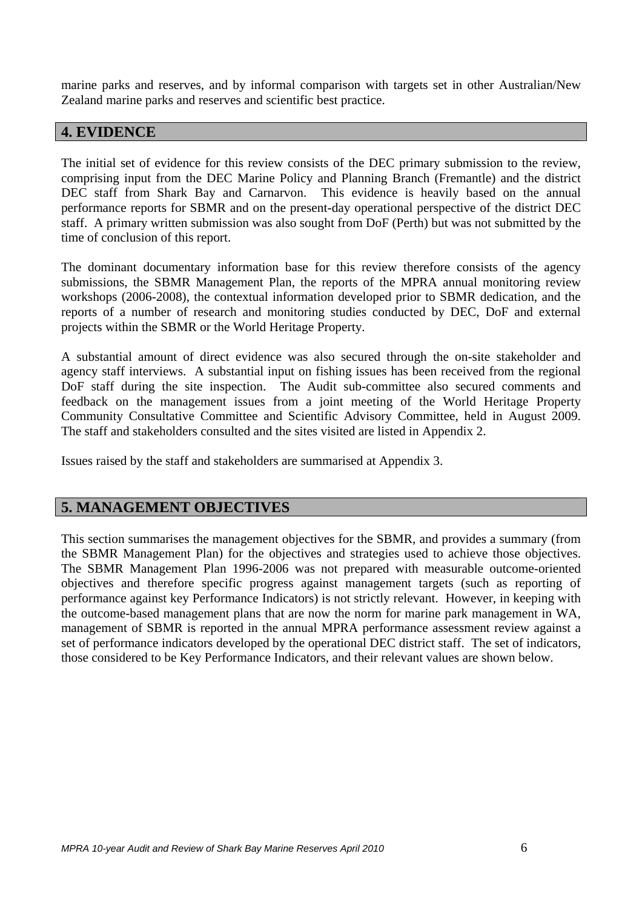marine parks and reserves, and by informal comparison with targets set in other Australian/New Zealand marine parks and reserves and scientific best practice.

## 4. EVIDENCE

The initial set of evidence for this review consists of the DEC primary submission to the review, comprising input from the DEC Marine Policy and Planning Branch (Fremantle) and the district DEC staff from Shark Bay and Carnarvon. This evidence is heavily based on the annual performance reports for SBMR and on the present-day operational perspective of the district DEC staff. A primary written submission was also sought from DoF (Perth) but was not submitted by the time of conclusion of this report.

The dominant documentary information base for this review therefore consists of the agency submissions, the SBMR Management Plan, the reports of the MPRA annual monitoring review workshops (2006-2008), the contextual information developed prior to SBMR dedication, and the reports of a number of research and monitoring studies conducted by DEC, DoF and external projects within the SBMR or the World Heritage Property.

A substantial amount of direct evidence was also secured through the on-site stakeholder and agency staff interviews. A substantial input on fishing issues has been received from the regional DoF staff during the site inspection. The Audit sub-committee also secured comments and feedback on the management issues from a joint meeting of the World Heritage Property Community Consultative Committee and Scientific Advisory Committee, held in August 2009. The staff and stakeholders consulted and the sites visited are listed in Appendix 2.

Issues raised by the staff and stakeholders are summarised at Appendix 3.

## 5. MANAGEMENT OBJECTIVES

This section summarises the management objectives for the SBMR, and provides a summary (from the SBMR Management Plan) for the objectives and strategies used to achieve those objectives. The SBMR Management Plan 1996-2006 was not prepared with measurable outcome-oriented objectives and therefore specific progress against management targets (such as reporting of performance against key Performance Indicators) is not strictly relevant. However, in keeping with the outcome-based management plans that are now the norm for marine park management in WA, management of SBMR is reported in the annual MPRA performance assessment review against a set of performance indicators developed by the operational DEC district staff. The set of indicators, those considered to be Key Performance Indicators, and their relevant values are shown below.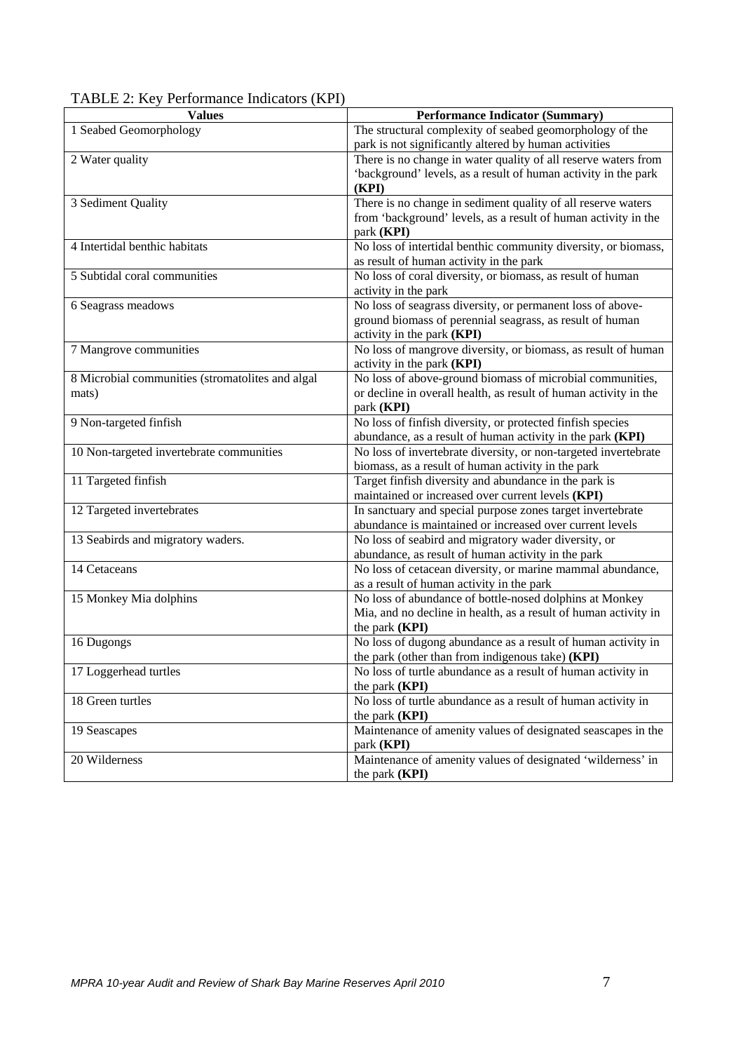TABLE 2: Key Performance Indicators (KPI)

| Values | Performance Indicator (Summary) |
|---|---|
| 1 Seabed Geomorphology | The structural complexity of seabed geomorphology of the park is not significantly altered by human activities |
| 2 Water quality | There is no change in water quality of all reserve waters from 'background' levels, as a result of human activity in the park **(KPI)** |
| 3 Sediment Quality | There is no change in sediment quality of all reserve waters from 'background' levels, as a result of human activity in the park **(KPI)** |
| 4 Intertidal benthic habitats | No loss of intertidal benthic community diversity, or biomass, as result of human activity in the park |
| 5 Subtidal coral communities | No loss of coral diversity, or biomass, as result of human activity in the park |
| 6 Seagrass meadows | No loss of seagrass diversity, or permanent loss of above-ground biomass of perennial seagrass, as result of human activity in the park **(KPI)** |
| 7 Mangrove communities | No loss of mangrove diversity, or biomass, as result of human activity in the park **(KPI)** |
| 8 Microbial communities (stromatolites and algal mats) | No loss of above-ground biomass of microbial communities, or decline in overall health, as result of human activity in the park **(KPI)** |
| 9 Non-targeted finfish | No loss of finfish diversity, or protected finfish species abundance, as a result of human activity in the park **(KPI)** |
| 10 Non-targeted invertebrate communities | No loss of invertebrate diversity, or non-targeted invertebrate biomass, as a result of human activity in the park |
| 11 Targeted finfish | Target finfish diversity and abundance in the park is maintained or increased over current levels **(KPI)** |
| 12 Targeted invertebrates | In sanctuary and special purpose zones target invertebrate abundance is maintained or increased over current levels |
| 13 Seabirds and migratory waders. | No loss of seabird and migratory wader diversity, or abundance, as result of human activity in the park |
| 14 Cetaceans | No loss of cetacean diversity, or marine mammal abundance, as a result of human activity in the park |
| 15 Monkey Mia dolphins | No loss of abundance of bottle-nosed dolphins at Monkey Mia, and no decline in health, as a result of human activity in the park **(KPI)** |
| 16 Dugongs | No loss of dugong abundance as a result of human activity in the park (other than from indigenous take) **(KPI)** |
| 17 Loggerhead turtles | No loss of turtle abundance as a result of human activity in the park **(KPI)** |
| 18 Green turtles | No loss of turtle abundance as a result of human activity in the park **(KPI)** |
| 19 Seascapes | Maintenance of amenity values of designated seascapes in the park **(KPI)** |
| 20 Wilderness | Maintenance of amenity values of designated 'wilderness' in the park **(KPI)** |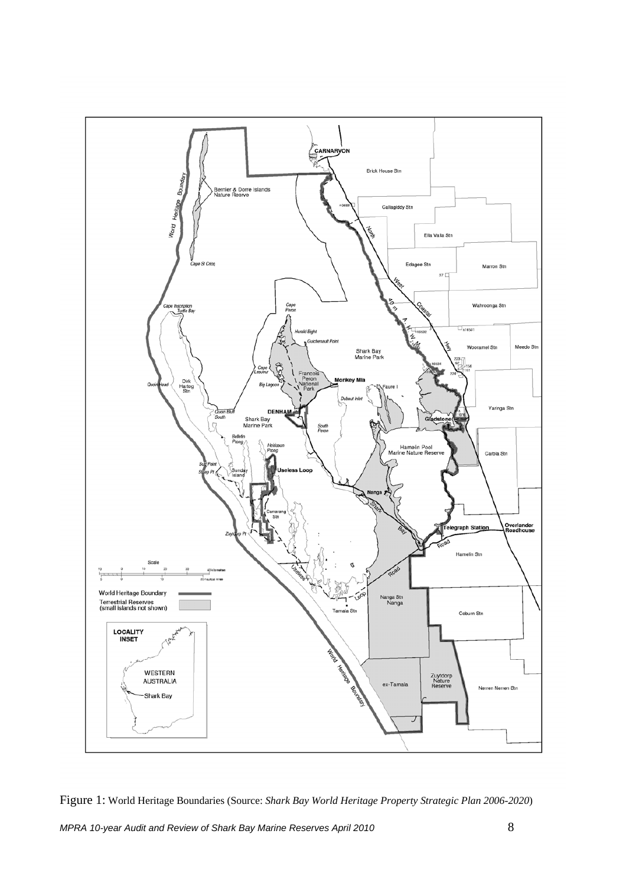Figure 1: World Heritage Boundaries (Source: *Shark Bay World Heritage Property Strategic Plan 2006-2020*)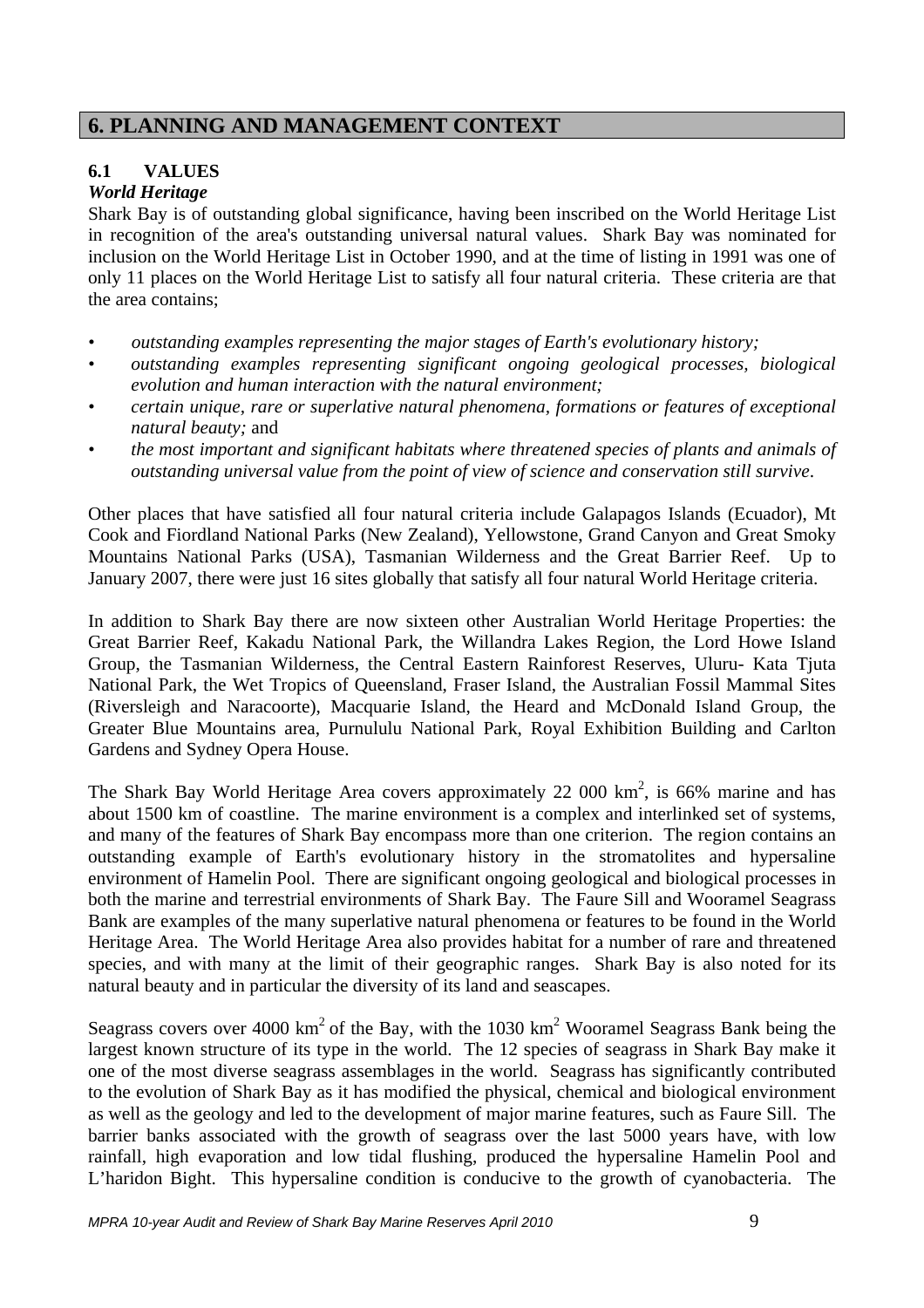# 6. PLANNING AND MANAGEMENT CONTEXT

## 6.1 VALUES

### *World Heritage*

Shark Bay is of outstanding global significance, having been inscribed on the World Heritage List in recognition of the area's outstanding universal natural values. Shark Bay was nominated for inclusion on the World Heritage List in October 1990, and at the time of listing in 1991 was one of only 11 places on the World Heritage List to satisfy all four natural criteria. These criteria are that the area contains;

- *outstanding examples representing the major stages of Earth's evolutionary history;*
- *outstanding examples representing significant ongoing geological processes, biological evolution and human interaction with the natural environment;*
- *certain unique, rare or superlative natural phenomena, formations or features of exceptional natural beauty;* and
- *the most important and significant habitats where threatened species of plants and animals of outstanding universal value from the point of view of science and conservation still survive*.

Other places that have satisfied all four natural criteria include Galapagos Islands (Ecuador), Mt Cook and Fiordland National Parks (New Zealand), Yellowstone, Grand Canyon and Great Smoky Mountains National Parks (USA), Tasmanian Wilderness and the Great Barrier Reef. Up to January 2007, there were just 16 sites globally that satisfy all four natural World Heritage criteria.

In addition to Shark Bay there are now sixteen other Australian World Heritage Properties: the Great Barrier Reef, Kakadu National Park, the Willandra Lakes Region, the Lord Howe Island Group, the Tasmanian Wilderness, the Central Eastern Rainforest Reserves, Uluru- Kata Tjuta National Park, the Wet Tropics of Queensland, Fraser Island, the Australian Fossil Mammal Sites (Riversleigh and Naracoorte), Macquarie Island, the Heard and McDonald Island Group, the Greater Blue Mountains area, Purnululu National Park, Royal Exhibition Building and Carlton Gardens and Sydney Opera House.

The Shark Bay World Heritage Area covers approximately 22 000 km$^2$, is 66% marine and has about 1500 km of coastline. The marine environment is a complex and interlinked set of systems, and many of the features of Shark Bay encompass more than one criterion. The region contains an outstanding example of Earth's evolutionary history in the stromatolites and hypersaline environment of Hamelin Pool. There are significant ongoing geological and biological processes in both the marine and terrestrial environments of Shark Bay. The Faure Sill and Wooramel Seagrass Bank are examples of the many superlative natural phenomena or features to be found in the World Heritage Area. The World Heritage Area also provides habitat for a number of rare and threatened species, and with many at the limit of their geographic ranges. Shark Bay is also noted for its natural beauty and in particular the diversity of its land and seascapes.

Seagrass covers over 4000 km$^2$ of the Bay, with the 1030 km$^2$ Wooramel Seagrass Bank being the largest known structure of its type in the world. The 12 species of seagrass in Shark Bay make it one of the most diverse seagrass assemblages in the world. Seagrass has significantly contributed to the evolution of Shark Bay as it has modified the physical, chemical and biological environment as well as the geology and led to the development of major marine features, such as Faure Sill. The barrier banks associated with the growth of seagrass over the last 5000 years have, with low rainfall, high evaporation and low tidal flushing, produced the hypersaline Hamelin Pool and L'haridon Bight. This hypersaline condition is conducive to the growth of cyanobacteria. The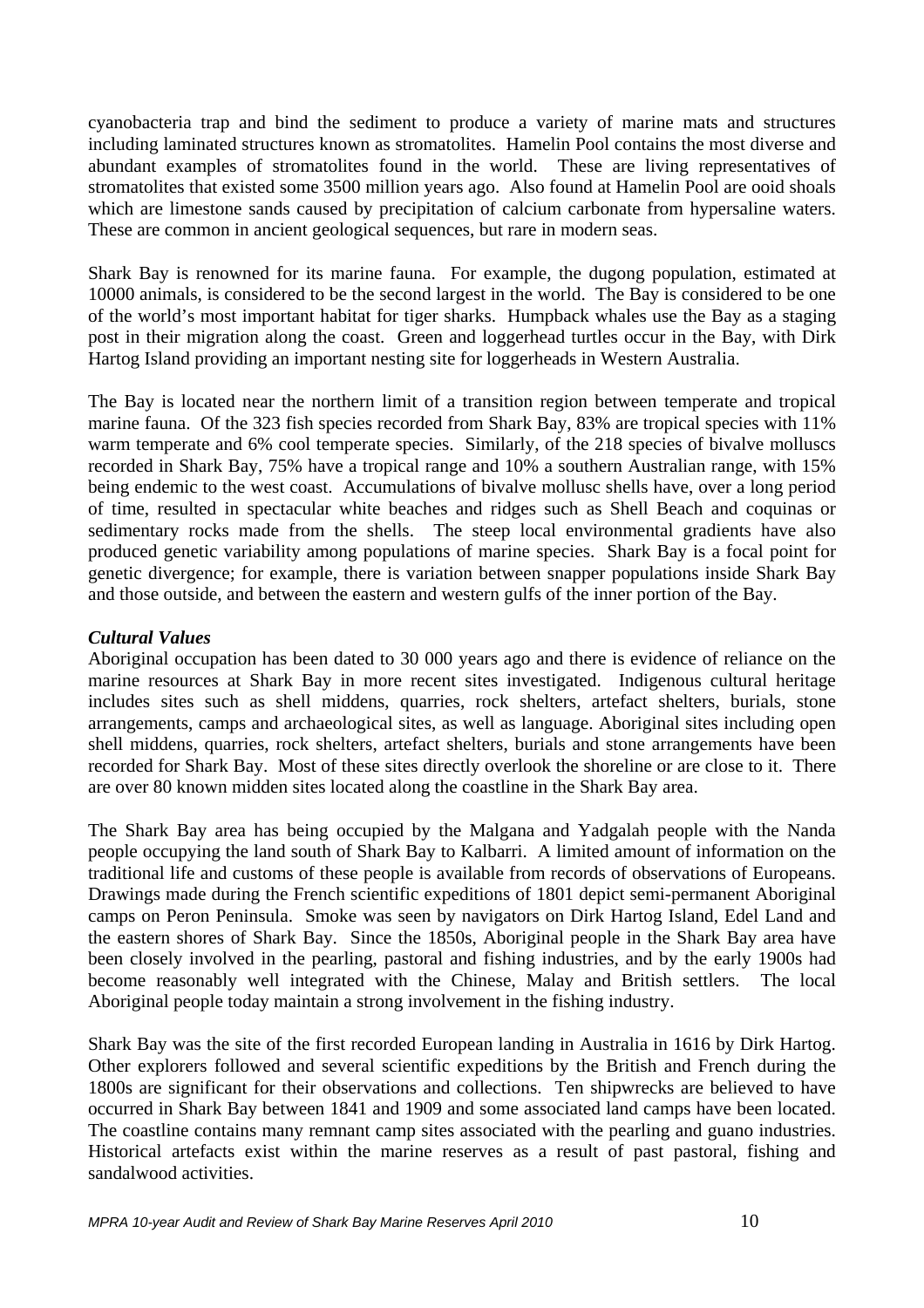cyanobacteria trap and bind the sediment to produce a variety of marine mats and structures including laminated structures known as stromatolites. Hamelin Pool contains the most diverse and abundant examples of stromatolites found in the world. These are living representatives of stromatolites that existed some 3500 million years ago. Also found at Hamelin Pool are ooid shoals which are limestone sands caused by precipitation of calcium carbonate from hypersaline waters. These are common in ancient geological sequences, but rare in modern seas.

Shark Bay is renowned for its marine fauna. For example, the dugong population, estimated at 10000 animals, is considered to be the second largest in the world. The Bay is considered to be one of the world's most important habitat for tiger sharks. Humpback whales use the Bay as a staging post in their migration along the coast. Green and loggerhead turtles occur in the Bay, with Dirk Hartog Island providing an important nesting site for loggerheads in Western Australia.

The Bay is located near the northern limit of a transition region between temperate and tropical marine fauna. Of the 323 fish species recorded from Shark Bay, 83% are tropical species with 11% warm temperate and 6% cool temperate species. Similarly, of the 218 species of bivalve molluscs recorded in Shark Bay, 75% have a tropical range and 10% a southern Australian range, with 15% being endemic to the west coast. Accumulations of bivalve mollusc shells have, over a long period of time, resulted in spectacular white beaches and ridges such as Shell Beach and coquinas or sedimentary rocks made from the shells. The steep local environmental gradients have also produced genetic variability among populations of marine species. Shark Bay is a focal point for genetic divergence; for example, there is variation between snapper populations inside Shark Bay and those outside, and between the eastern and western gulfs of the inner portion of the Bay.

***Cultural Values***

Aboriginal occupation has been dated to 30 000 years ago and there is evidence of reliance on the marine resources at Shark Bay in more recent sites investigated. Indigenous cultural heritage includes sites such as shell middens, quarries, rock shelters, artefact shelters, burials, stone arrangements, camps and archaeological sites, as well as language. Aboriginal sites including open shell middens, quarries, rock shelters, artefact shelters, burials and stone arrangements have been recorded for Shark Bay. Most of these sites directly overlook the shoreline or are close to it. There are over 80 known midden sites located along the coastline in the Shark Bay area.

The Shark Bay area has being occupied by the Malgana and Yadgalah people with the Nanda people occupying the land south of Shark Bay to Kalbarri. A limited amount of information on the traditional life and customs of these people is available from records of observations of Europeans. Drawings made during the French scientific expeditions of 1801 depict semi-permanent Aboriginal camps on Peron Peninsula. Smoke was seen by navigators on Dirk Hartog Island, Edel Land and the eastern shores of Shark Bay. Since the 1850s, Aboriginal people in the Shark Bay area have been closely involved in the pearling, pastoral and fishing industries, and by the early 1900s had become reasonably well integrated with the Chinese, Malay and British settlers. The local Aboriginal people today maintain a strong involvement in the fishing industry.

Shark Bay was the site of the first recorded European landing in Australia in 1616 by Dirk Hartog. Other explorers followed and several scientific expeditions by the British and French during the 1800s are significant for their observations and collections. Ten shipwrecks are believed to have occurred in Shark Bay between 1841 and 1909 and some associated land camps have been located. The coastline contains many remnant camp sites associated with the pearling and guano industries. Historical artefacts exist within the marine reserves as a result of past pastoral, fishing and sandalwood activities.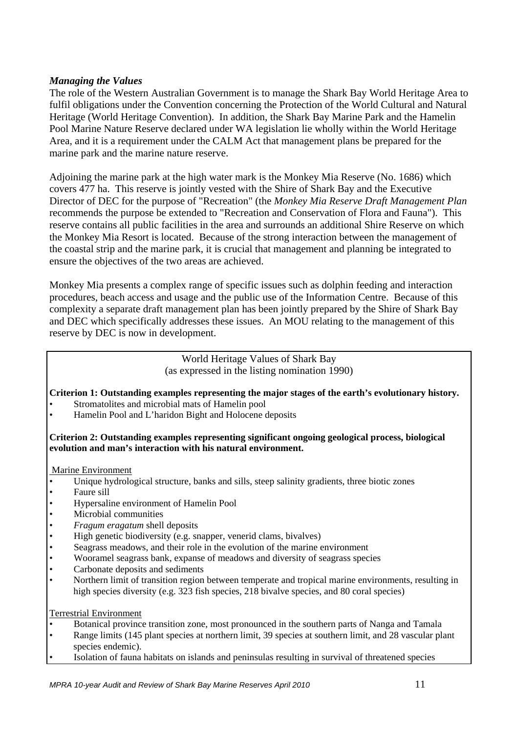### *Managing the Values*

The role of the Western Australian Government is to manage the Shark Bay World Heritage Area to fulfil obligations under the Convention concerning the Protection of the World Cultural and Natural Heritage (World Heritage Convention). In addition, the Shark Bay Marine Park and the Hamelin Pool Marine Nature Reserve declared under WA legislation lie wholly within the World Heritage Area, and it is a requirement under the CALM Act that management plans be prepared for the marine park and the marine nature reserve.

Adjoining the marine park at the high water mark is the Monkey Mia Reserve (No. 1686) which covers 477 ha. This reserve is jointly vested with the Shire of Shark Bay and the Executive Director of DEC for the purpose of "Recreation" (the *Monkey Mia Reserve Draft Management Plan* recommends the purpose be extended to "Recreation and Conservation of Flora and Fauna"). This reserve contains all public facilities in the area and surrounds an additional Shire Reserve on which the Monkey Mia Resort is located. Because of the strong interaction between the management of the coastal strip and the marine park, it is crucial that management and planning be integrated to ensure the objectives of the two areas are achieved.

Monkey Mia presents a complex range of specific issues such as dolphin feeding and interaction procedures, beach access and usage and the public use of the Information Centre. Because of this complexity a separate draft management plan has been jointly prepared by the Shire of Shark Bay and DEC which specifically addresses these issues. An MOU relating to the management of this reserve by DEC is now in development.

World Heritage Values of Shark Bay
(as expressed in the listing nomination 1990)

**Criterion 1: Outstanding examples representing the major stages of the earth's evolutionary history.**

- Stromatolites and microbial mats of Hamelin pool
- Hamelin Pool and L'haridon Bight and Holocene deposits

**Criterion 2: Outstanding examples representing significant ongoing geological process, biological evolution and man's interaction with his natural environment.**

Marine Environment

- Unique hydrological structure, banks and sills, steep salinity gradients, three biotic zones
- Faure sill
- Hypersaline environment of Hamelin Pool
- Microbial communities
- *Fragum eragatum* shell deposits
- High genetic biodiversity (e.g. snapper, venerid clams, bivalves)
- Seagrass meadows, and their role in the evolution of the marine environment
- Wooramel seagrass bank, expanse of meadows and diversity of seagrass species
- Carbonate deposits and sediments
- Northern limit of transition region between temperate and tropical marine environments, resulting in high species diversity (e.g. 323 fish species, 218 bivalve species, and 80 coral species)

Terrestrial Environment

- Botanical province transition zone, most pronounced in the southern parts of Nanga and Tamala
- Range limits (145 plant species at northern limit, 39 species at southern limit, and 28 vascular plant species endemic).
- Isolation of fauna habitats on islands and peninsulas resulting in survival of threatened species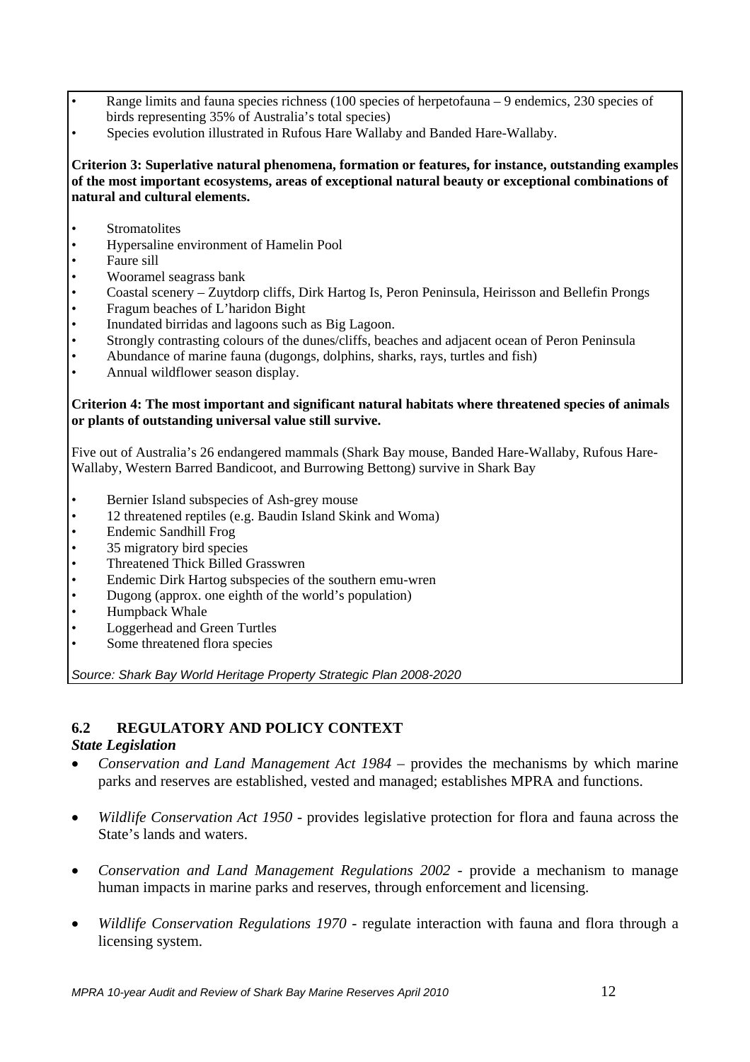- Range limits and fauna species richness (100 species of herpetofauna – 9 endemics, 230 species of birds representing 35% of Australia's total species)
- Species evolution illustrated in Rufous Hare Wallaby and Banded Hare-Wallaby.

**Criterion 3: Superlative natural phenomena, formation or features, for instance, outstanding examples of the most important ecosystems, areas of exceptional natural beauty or exceptional combinations of natural and cultural elements.**

- Stromatolites
- Hypersaline environment of Hamelin Pool
- Faure sill
- Wooramel seagrass bank
- Coastal scenery – Zuytdorp cliffs, Dirk Hartog Is, Peron Peninsula, Heirisson and Bellefin Prongs
- Fragum beaches of L'haridon Bight
- Inundated birridas and lagoons such as Big Lagoon.
- Strongly contrasting colours of the dunes/cliffs, beaches and adjacent ocean of Peron Peninsula
- Abundance of marine fauna (dugongs, dolphins, sharks, rays, turtles and fish)
- Annual wildflower season display.

**Criterion 4: The most important and significant natural habitats where threatened species of animals or plants of outstanding universal value still survive.**

Five out of Australia's 26 endangered mammals (Shark Bay mouse, Banded Hare-Wallaby, Rufous Hare-Wallaby, Western Barred Bandicoot, and Burrowing Bettong) survive in Shark Bay

- Bernier Island subspecies of Ash-grey mouse
- 12 threatened reptiles (e.g. Baudin Island Skink and Woma)
- Endemic Sandhill Frog
- 35 migratory bird species
- Threatened Thick Billed Grasswren
- Endemic Dirk Hartog subspecies of the southern emu-wren
- Dugong (approx. one eighth of the world's population)
- Humpback Whale
- Loggerhead and Green Turtles
- Some threatened flora species

*Source: Shark Bay World Heritage Property Strategic Plan 2008-2020*

## 6.2 REGULATORY AND POLICY CONTEXT

***State Legislation***

- *Conservation and Land Management Act 1984* – provides the mechanisms by which marine parks and reserves are established, vested and managed; establishes MPRA and functions.

- *Wildlife Conservation Act 1950* - provides legislative protection for flora and fauna across the State's lands and waters.

- *Conservation and Land Management Regulations 2002* - provide a mechanism to manage human impacts in marine parks and reserves, through enforcement and licensing.

- *Wildlife Conservation Regulations 1970* - regulate interaction with fauna and flora through a licensing system.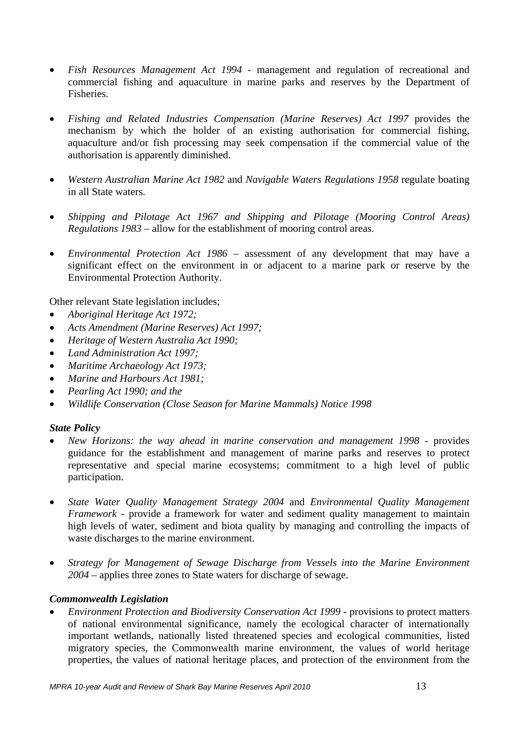- *Fish Resources Management Act 1994* - management and regulation of recreational and commercial fishing and aquaculture in marine parks and reserves by the Department of Fisheries.

- *Fishing and Related Industries Compensation (Marine Reserves) Act 1997* provides the mechanism by which the holder of an existing authorisation for commercial fishing, aquaculture and/or fish processing may seek compensation if the commercial value of the authorisation is apparently diminished.

- *Western Australian Marine Act 1982* and *Navigable Waters Regulations 1958* regulate boating in all State waters.

- *Shipping and Pilotage Act 1967 and Shipping and Pilotage (Mooring Control Areas) Regulations 1983* – allow for the establishment of mooring control areas.

- *Environmental Protection Act 1986* – assessment of any development that may have a significant effect on the environment in or adjacent to a marine park or reserve by the Environmental Protection Authority.

Other relevant State legislation includes;

- *Aboriginal Heritage Act 1972;*
- *Acts Amendment (Marine Reserves) Act 1997;*
- *Heritage of Western Australia Act 1990;*
- *Land Administration Act 1997;*
- *Maritime Archaeology Act 1973;*
- *Marine and Harbours Act 1981;*
- *Pearling Act 1990; and the*
- *Wildlife Conservation (Close Season for Marine Mammals) Notice 1998*

***State Policy***

- *New Horizons: the way ahead in marine conservation and management 1998* - provides guidance for the establishment and management of marine parks and reserves to protect representative and special marine ecosystems; commitment to a high level of public participation.

- *State Water Quality Management Strategy 2004* and *Environmental Quality Management Framework* - provide a framework for water and sediment quality management to maintain high levels of water, sediment and biota quality by managing and controlling the impacts of waste discharges to the marine environment.

- *Strategy for Management of Sewage Discharge from Vessels into the Marine Environment 2004* – applies three zones to State waters for discharge of sewage.

***Commonwealth Legislation***

- *Environment Protection and Biodiversity Conservation Act 1999* - provisions to protect matters of national environmental significance, namely the ecological character of internationally important wetlands, nationally listed threatened species and ecological communities, listed migratory species, the Commonwealth marine environment, the values of world heritage properties, the values of national heritage places, and protection of the environment from the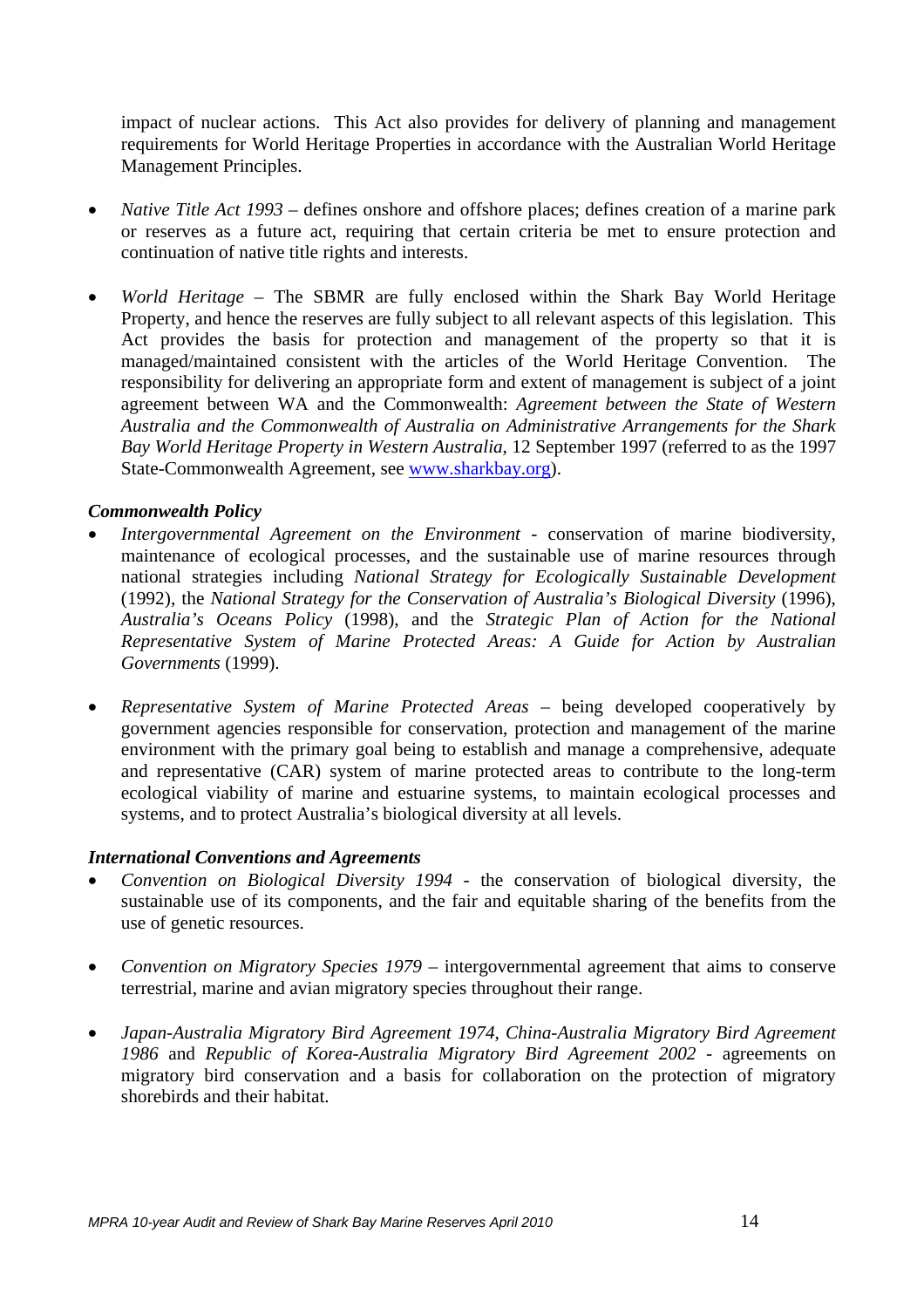impact of nuclear actions. This Act also provides for delivery of planning and management requirements for World Heritage Properties in accordance with the Australian World Heritage Management Principles.

- *Native Title Act 1993* – defines onshore and offshore places; defines creation of a marine park or reserves as a future act, requiring that certain criteria be met to ensure protection and continuation of native title rights and interests.

- *World Heritage* – The SBMR are fully enclosed within the Shark Bay World Heritage Property, and hence the reserves are fully subject to all relevant aspects of this legislation. This Act provides the basis for protection and management of the property so that it is managed/maintained consistent with the articles of the World Heritage Convention. The responsibility for delivering an appropriate form and extent of management is subject of a joint agreement between WA and the Commonwealth: *Agreement between the State of Western Australia and the Commonwealth of Australia on Administrative Arrangements for the Shark Bay World Heritage Property in Western Australia*, 12 September 1997 (referred to as the 1997 State-Commonwealth Agreement, see www.sharkbay.org).

***Commonwealth Policy***

- *Intergovernmental Agreement on the Environment* - conservation of marine biodiversity, maintenance of ecological processes, and the sustainable use of marine resources through national strategies including *National Strategy for Ecologically Sustainable Development* (1992), the *National Strategy for the Conservation of Australia's Biological Diversity* (1996), *Australia's Oceans Policy* (1998), and the *Strategic Plan of Action for the National Representative System of Marine Protected Areas: A Guide for Action by Australian Governments* (1999).

- *Representative System of Marine Protected Areas* – being developed cooperatively by government agencies responsible for conservation, protection and management of the marine environment with the primary goal being to establish and manage a comprehensive, adequate and representative (CAR) system of marine protected areas to contribute to the long-term ecological viability of marine and estuarine systems, to maintain ecological processes and systems, and to protect Australia's biological diversity at all levels.

***International Conventions and Agreements***

- *Convention on Biological Diversity 1994* - the conservation of biological diversity, the sustainable use of its components, and the fair and equitable sharing of the benefits from the use of genetic resources.

- *Convention on Migratory Species 1979* – intergovernmental agreement that aims to conserve terrestrial, marine and avian migratory species throughout their range.

- *Japan-Australia Migratory Bird Agreement 1974*, *China-Australia Migratory Bird Agreement 1986* and *Republic of Korea-Australia Migratory Bird Agreement 2002* - agreements on migratory bird conservation and a basis for collaboration on the protection of migratory shorebirds and their habitat.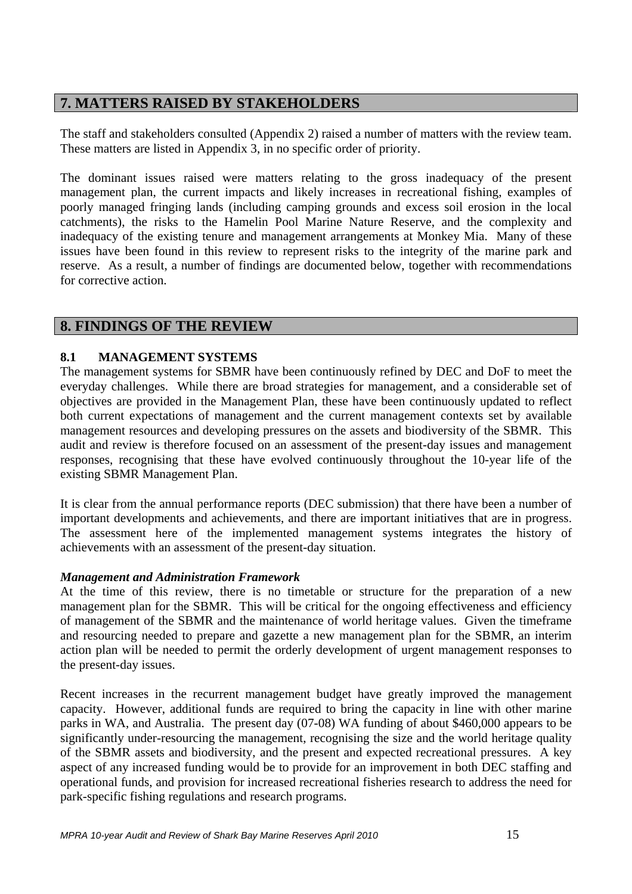## 7. MATTERS RAISED BY STAKEHOLDERS

The staff and stakeholders consulted (Appendix 2) raised a number of matters with the review team. These matters are listed in Appendix 3, in no specific order of priority.

The dominant issues raised were matters relating to the gross inadequacy of the present management plan, the current impacts and likely increases in recreational fishing, examples of poorly managed fringing lands (including camping grounds and excess soil erosion in the local catchments), the risks to the Hamelin Pool Marine Nature Reserve, and the complexity and inadequacy of the existing tenure and management arrangements at Monkey Mia. Many of these issues have been found in this review to represent risks to the integrity of the marine park and reserve. As a result, a number of findings are documented below, together with recommendations for corrective action.

## 8. FINDINGS OF THE REVIEW

### 8.1 MANAGEMENT SYSTEMS

The management systems for SBMR have been continuously refined by DEC and DoF to meet the everyday challenges. While there are broad strategies for management, and a considerable set of objectives are provided in the Management Plan, these have been continuously updated to reflect both current expectations of management and the current management contexts set by available management resources and developing pressures on the assets and biodiversity of the SBMR. This audit and review is therefore focused on an assessment of the present-day issues and management responses, recognising that these have evolved continuously throughout the 10-year life of the existing SBMR Management Plan.

It is clear from the annual performance reports (DEC submission) that there have been a number of important developments and achievements, and there are important initiatives that are in progress. The assessment here of the implemented management systems integrates the history of achievements with an assessment of the present-day situation.

***Management and Administration Framework***

At the time of this review, there is no timetable or structure for the preparation of a new management plan for the SBMR. This will be critical for the ongoing effectiveness and efficiency of management of the SBMR and the maintenance of world heritage values. Given the timeframe and resourcing needed to prepare and gazette a new management plan for the SBMR, an interim action plan will be needed to permit the orderly development of urgent management responses to the present-day issues.

Recent increases in the recurrent management budget have greatly improved the management capacity. However, additional funds are required to bring the capacity in line with other marine parks in WA, and Australia. The present day (07-08) WA funding of about $460,000 appears to be significantly under-resourcing the management, recognising the size and the world heritage quality of the SBMR assets and biodiversity, and the present and expected recreational pressures. A key aspect of any increased funding would be to provide for an improvement in both DEC staffing and operational funds, and provision for increased recreational fisheries research to address the need for park-specific fishing regulations and research programs.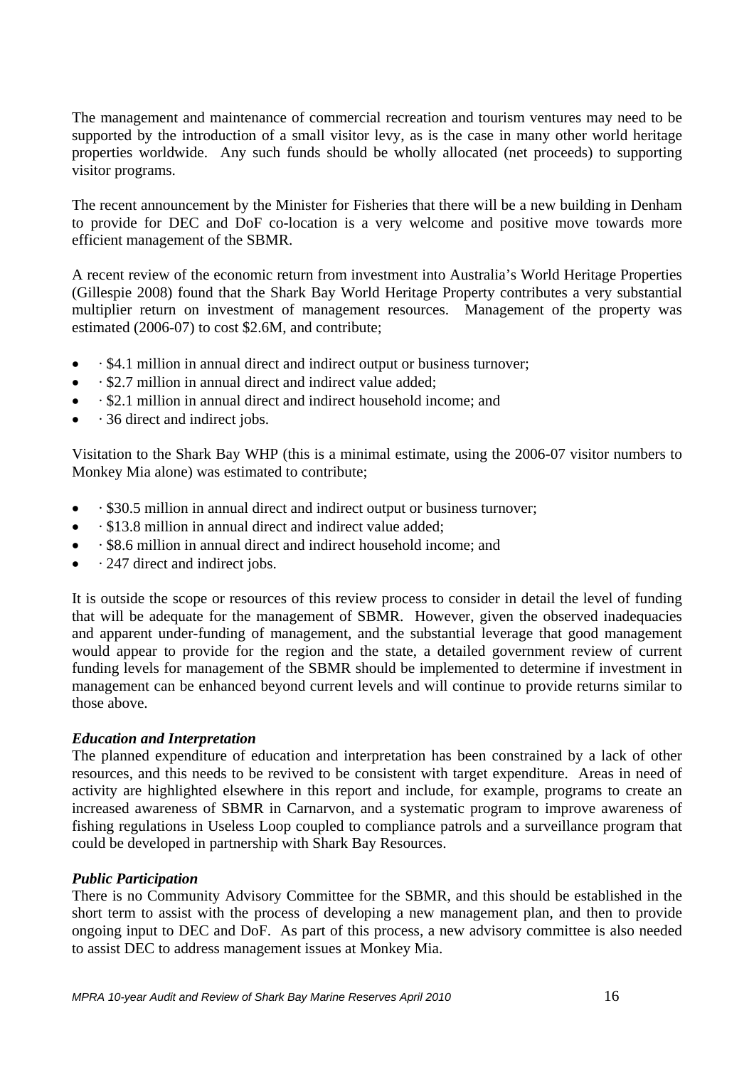The management and maintenance of commercial recreation and tourism ventures may need to be supported by the introduction of a small visitor levy, as is the case in many other world heritage properties worldwide. Any such funds should be wholly allocated (net proceeds) to supporting visitor programs.

The recent announcement by the Minister for Fisheries that there will be a new building in Denham to provide for DEC and DoF co-location is a very welcome and positive move towards more efficient management of the SBMR.

A recent review of the economic return from investment into Australia's World Heritage Properties (Gillespie 2008) found that the Shark Bay World Heritage Property contributes a very substantial multiplier return on investment of management resources. Management of the property was estimated (2006-07) to cost $2.6M, and contribute;

- · $4.1 million in annual direct and indirect output or business turnover;
- · $2.7 million in annual direct and indirect value added;
- · $2.1 million in annual direct and indirect household income; and
- · 36 direct and indirect jobs.

Visitation to the Shark Bay WHP (this is a minimal estimate, using the 2006-07 visitor numbers to Monkey Mia alone) was estimated to contribute;

- · $30.5 million in annual direct and indirect output or business turnover;
- · $13.8 million in annual direct and indirect value added;
- · $8.6 million in annual direct and indirect household income; and
- · 247 direct and indirect jobs.

It is outside the scope or resources of this review process to consider in detail the level of funding that will be adequate for the management of SBMR. However, given the observed inadequacies and apparent under-funding of management, and the substantial leverage that good management would appear to provide for the region and the state, a detailed government review of current funding levels for management of the SBMR should be implemented to determine if investment in management can be enhanced beyond current levels and will continue to provide returns similar to those above.

***Education and Interpretation***

The planned expenditure of education and interpretation has been constrained by a lack of other resources, and this needs to be revived to be consistent with target expenditure. Areas in need of activity are highlighted elsewhere in this report and include, for example, programs to create an increased awareness of SBMR in Carnarvon, and a systematic program to improve awareness of fishing regulations in Useless Loop coupled to compliance patrols and a surveillance program that could be developed in partnership with Shark Bay Resources.

***Public Participation***

There is no Community Advisory Committee for the SBMR, and this should be established in the short term to assist with the process of developing a new management plan, and then to provide ongoing input to DEC and DoF. As part of this process, a new advisory committee is also needed to assist DEC to address management issues at Monkey Mia.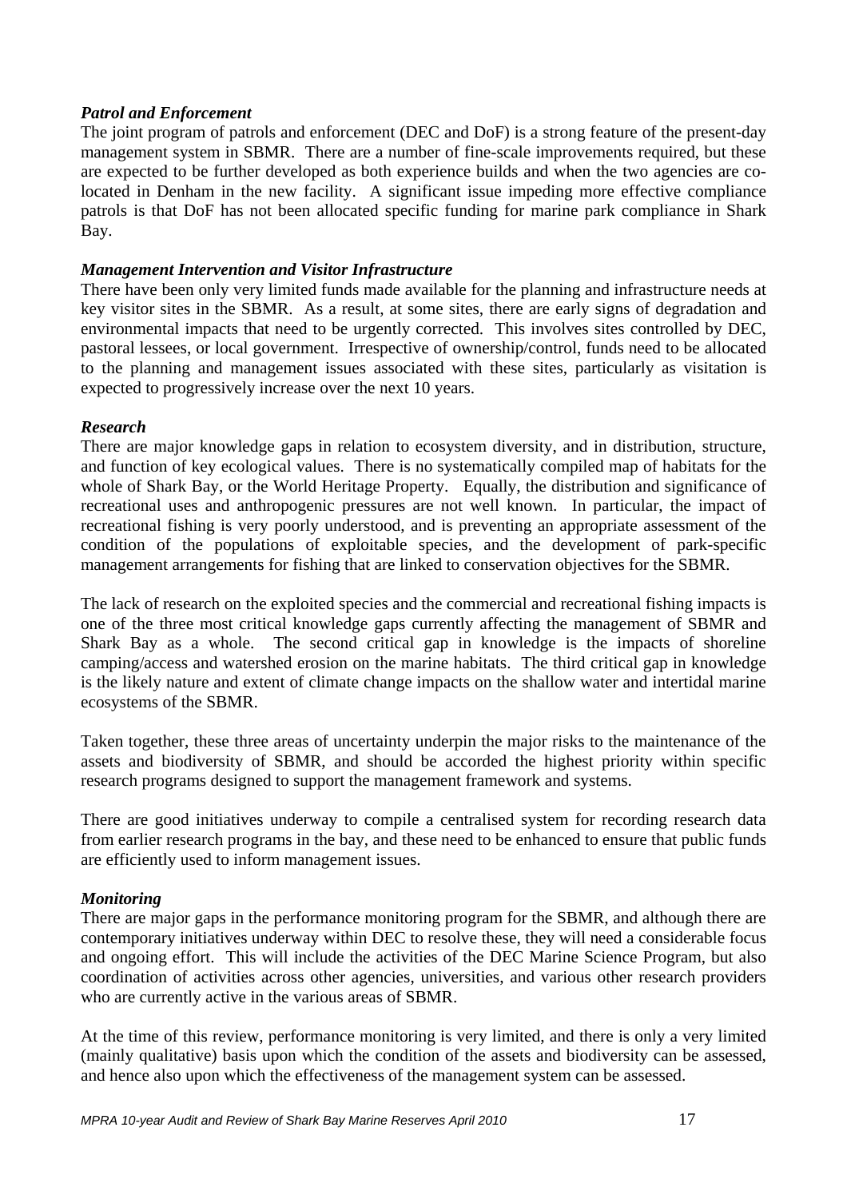***Patrol and Enforcement***

The joint program of patrols and enforcement (DEC and DoF) is a strong feature of the present-day management system in SBMR. There are a number of fine-scale improvements required, but these are expected to be further developed as both experience builds and when the two agencies are co-located in Denham in the new facility. A significant issue impeding more effective compliance patrols is that DoF has not been allocated specific funding for marine park compliance in Shark Bay.

***Management Intervention and Visitor Infrastructure***

There have been only very limited funds made available for the planning and infrastructure needs at key visitor sites in the SBMR. As a result, at some sites, there are early signs of degradation and environmental impacts that need to be urgently corrected. This involves sites controlled by DEC, pastoral lessees, or local government. Irrespective of ownership/control, funds need to be allocated to the planning and management issues associated with these sites, particularly as visitation is expected to progressively increase over the next 10 years.

***Research***

There are major knowledge gaps in relation to ecosystem diversity, and in distribution, structure, and function of key ecological values. There is no systematically compiled map of habitats for the whole of Shark Bay, or the World Heritage Property. Equally, the distribution and significance of recreational uses and anthropogenic pressures are not well known. In particular, the impact of recreational fishing is very poorly understood, and is preventing an appropriate assessment of the condition of the populations of exploitable species, and the development of park-specific management arrangements for fishing that are linked to conservation objectives for the SBMR.

The lack of research on the exploited species and the commercial and recreational fishing impacts is one of the three most critical knowledge gaps currently affecting the management of SBMR and Shark Bay as a whole. The second critical gap in knowledge is the impacts of shoreline camping/access and watershed erosion on the marine habitats. The third critical gap in knowledge is the likely nature and extent of climate change impacts on the shallow water and intertidal marine ecosystems of the SBMR.

Taken together, these three areas of uncertainty underpin the major risks to the maintenance of the assets and biodiversity of SBMR, and should be accorded the highest priority within specific research programs designed to support the management framework and systems.

There are good initiatives underway to compile a centralised system for recording research data from earlier research programs in the bay, and these need to be enhanced to ensure that public funds are efficiently used to inform management issues.

***Monitoring***

There are major gaps in the performance monitoring program for the SBMR, and although there are contemporary initiatives underway within DEC to resolve these, they will need a considerable focus and ongoing effort. This will include the activities of the DEC Marine Science Program, but also coordination of activities across other agencies, universities, and various other research providers who are currently active in the various areas of SBMR.

At the time of this review, performance monitoring is very limited, and there is only a very limited (mainly qualitative) basis upon which the condition of the assets and biodiversity can be assessed, and hence also upon which the effectiveness of the management system can be assessed.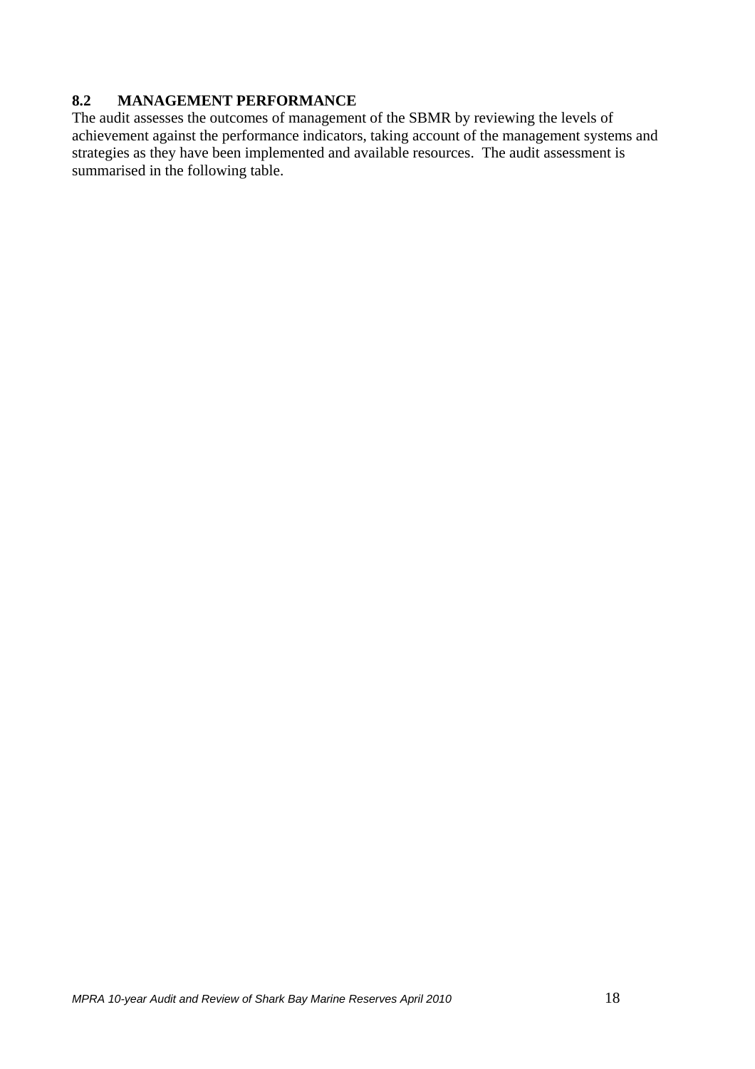## 8.2 MANAGEMENT PERFORMANCE

The audit assesses the outcomes of management of the SBMR by reviewing the levels of achievement against the performance indicators, taking account of the management systems and strategies as they have been implemented and available resources. The audit assessment is summarised in the following table.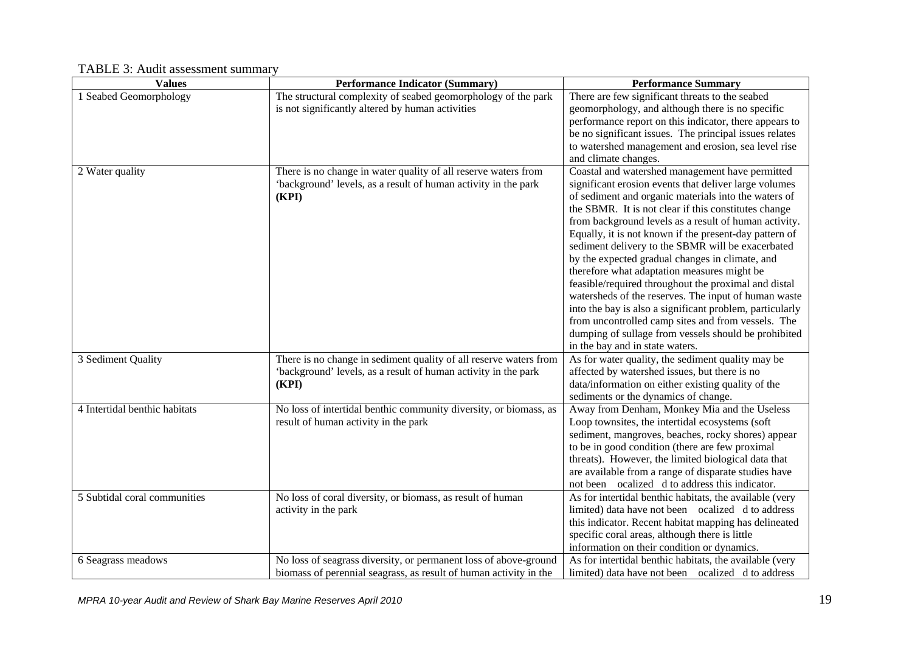TABLE 3: Audit assessment summary

| Values | Performance Indicator (Summary) | Performance Summary |
|---|---|---|
| 1 Seabed Geomorphology | The structural complexity of seabed geomorphology of the park is not significantly altered by human activities | There are few significant threats to the seabed geomorphology, and although there is no specific performance report on this indicator, there appears to be no significant issues. The principal issues relates to watershed management and erosion, sea level rise and climate changes. |
| 2 Water quality | There is no change in water quality of all reserve waters from 'background' levels, as a result of human activity in the park **(KPI)** | Coastal and watershed management have permitted significant erosion events that deliver large volumes of sediment and organic materials into the waters of the SBMR. It is not clear if this constitutes change from background levels as a result of human activity. Equally, it is not known if the present-day pattern of sediment delivery to the SBMR will be exacerbated by the expected gradual changes in climate, and therefore what adaptation measures might be feasible/required throughout the proximal and distal watersheds of the reserves. The input of human waste into the bay is also a significant problem, particularly from uncontrolled camp sites and from vessels. The dumping of sullage from vessels should be prohibited in the bay and in state waters. |
| 3 Sediment Quality | There is no change in sediment quality of all reserve waters from 'background' levels, as a result of human activity in the park **(KPI)** | As for water quality, the sediment quality may be affected by watershed issues, but there is no data/information on either existing quality of the sediments or the dynamics of change. |
| 4 Intertidal benthic habitats | No loss of intertidal benthic community diversity, or biomass, as result of human activity in the park | Away from Denham, Monkey Mia and the Useless Loop townsites, the intertidal ecosystems (soft sediment, mangroves, beaches, rocky shores) appear to be in good condition (there are few proximal threats). However, the limited biological data that are available from a range of disparate studies have not been ocalized d to address this indicator. |
| 5 Subtidal coral communities | No loss of coral diversity, or biomass, as result of human activity in the park | As for intertidal benthic habitats, the available (very limited) data have not been ocalized d to address this indicator. Recent habitat mapping has delineated specific coral areas, although there is little information on their condition or dynamics. |
| 6 Seagrass meadows | No loss of seagrass diversity, or permanent loss of above-ground biomass of perennial seagrass, as result of human activity in the | As for intertidal benthic habitats, the available (very limited) data have not been ocalized d to address |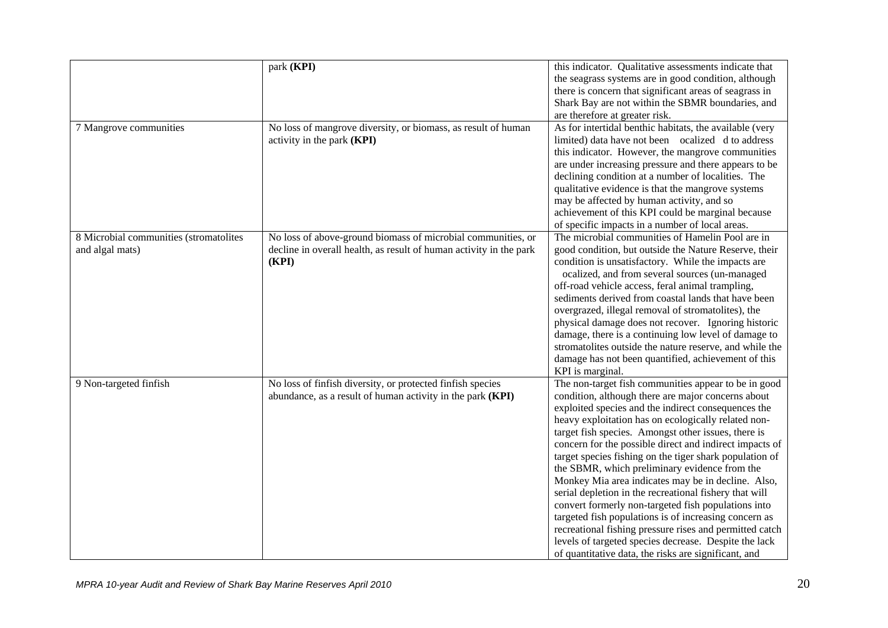| | | |
|---|---|---|
| | park **(KPI)** | this indicator. Qualitative assessments indicate that the seagrass systems are in good condition, although there is concern that significant areas of seagrass in Shark Bay are not within the SBMR boundaries, and are therefore at greater risk. |
| 7 Mangrove communities | No loss of mangrove diversity, or biomass, as result of human activity in the park **(KPI)** | As for intertidal benthic habitats, the available (very limited) data have not been ocalized d to address this indicator. However, the mangrove communities are under increasing pressure and there appears to be declining condition at a number of localities. The qualitative evidence is that the mangrove systems may be affected by human activity, and so achievement of this KPI could be marginal because of specific impacts in a number of local areas. |
| 8 Microbial communities (stromatolites and algal mats) | No loss of above-ground biomass of microbial communities, or decline in overall health, as result of human activity in the park **(KPI)** | The microbial communities of Hamelin Pool are in good condition, but outside the Nature Reserve, their condition is unsatisfactory. While the impacts are ocalized, and from several sources (un-managed off-road vehicle access, feral animal trampling, sediments derived from coastal lands that have been overgrazed, illegal removal of stromatolites), the physical damage does not recover. Ignoring historic damage, there is a continuing low level of damage to stromatolites outside the nature reserve, and while the damage has not been quantified, achievement of this KPI is marginal. |
| 9 Non-targeted finfish | No loss of finfish diversity, or protected finfish species abundance, as a result of human activity in the park **(KPI)** | The non-target fish communities appear to be in good condition, although there are major concerns about exploited species and the indirect consequences the heavy exploitation has on ecologically related non-target fish species. Amongst other issues, there is concern for the possible direct and indirect impacts of target species fishing on the tiger shark population of the SBMR, which preliminary evidence from the Monkey Mia area indicates may be in decline. Also, serial depletion in the recreational fishery that will convert formerly non-targeted fish populations into targeted fish populations is of increasing concern as recreational fishing pressure rises and permitted catch levels of targeted species decrease. Despite the lack of quantitative data, the risks are significant, and |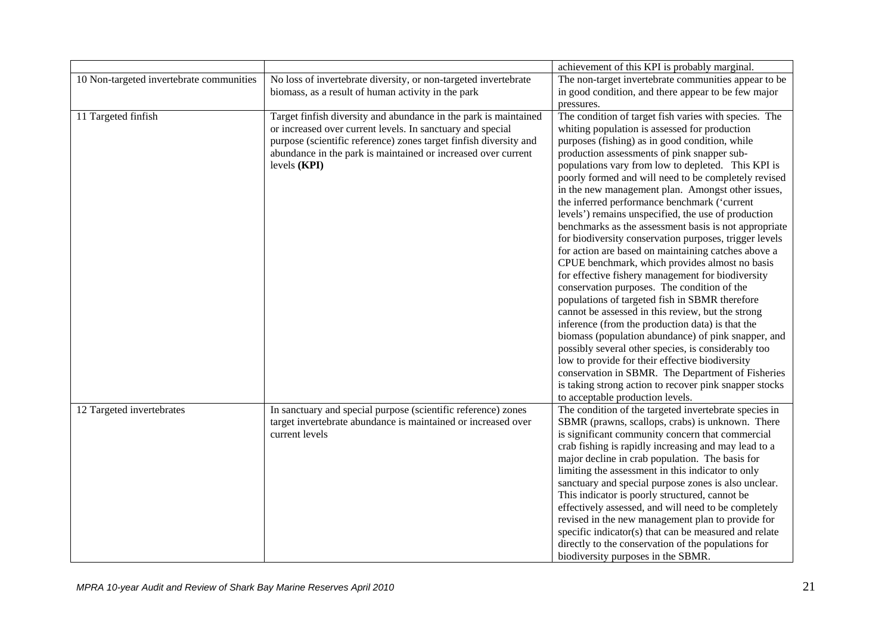| | | |
|---|---|---|
| | | achievement of this KPI is probably marginal. |
| 10 Non-targeted invertebrate communities | No loss of invertebrate diversity, or non-targeted invertebrate biomass, as a result of human activity in the park | The non-target invertebrate communities appear to be in good condition, and there appear to be few major pressures. |
| 11 Targeted finfish | Target finfish diversity and abundance in the park is maintained or increased over current levels. In sanctuary and special purpose (scientific reference) zones target finfish diversity and abundance in the park is maintained or increased over current levels **(KPI)** | The condition of target fish varies with species. The whiting population is assessed for production purposes (fishing) as in good condition, while production assessments of pink snapper sub-populations vary from low to depleted. This KPI is poorly formed and will need to be completely revised in the new management plan. Amongst other issues, the inferred performance benchmark ('current levels') remains unspecified, the use of production benchmarks as the assessment basis is not appropriate for biodiversity conservation purposes, trigger levels for action are based on maintaining catches above a CPUE benchmark, which provides almost no basis for effective fishery management for biodiversity conservation purposes. The condition of the populations of targeted fish in SBMR therefore cannot be assessed in this review, but the strong inference (from the production data) is that the biomass (population abundance) of pink snapper, and possibly several other species, is considerably too low to provide for their effective biodiversity conservation in SBMR. The Department of Fisheries is taking strong action to recover pink snapper stocks to acceptable production levels. |
| 12 Targeted invertebrates | In sanctuary and special purpose (scientific reference) zones target invertebrate abundance is maintained or increased over current levels | The condition of the targeted invertebrate species in SBMR (prawns, scallops, crabs) is unknown. There is significant community concern that commercial crab fishing is rapidly increasing and may lead to a major decline in crab population. The basis for limiting the assessment in this indicator to only sanctuary and special purpose zones is also unclear. This indicator is poorly structured, cannot be effectively assessed, and will need to be completely revised in the new management plan to provide for specific indicator(s) that can be measured and relate directly to the conservation of the populations for biodiversity purposes in the SBMR. |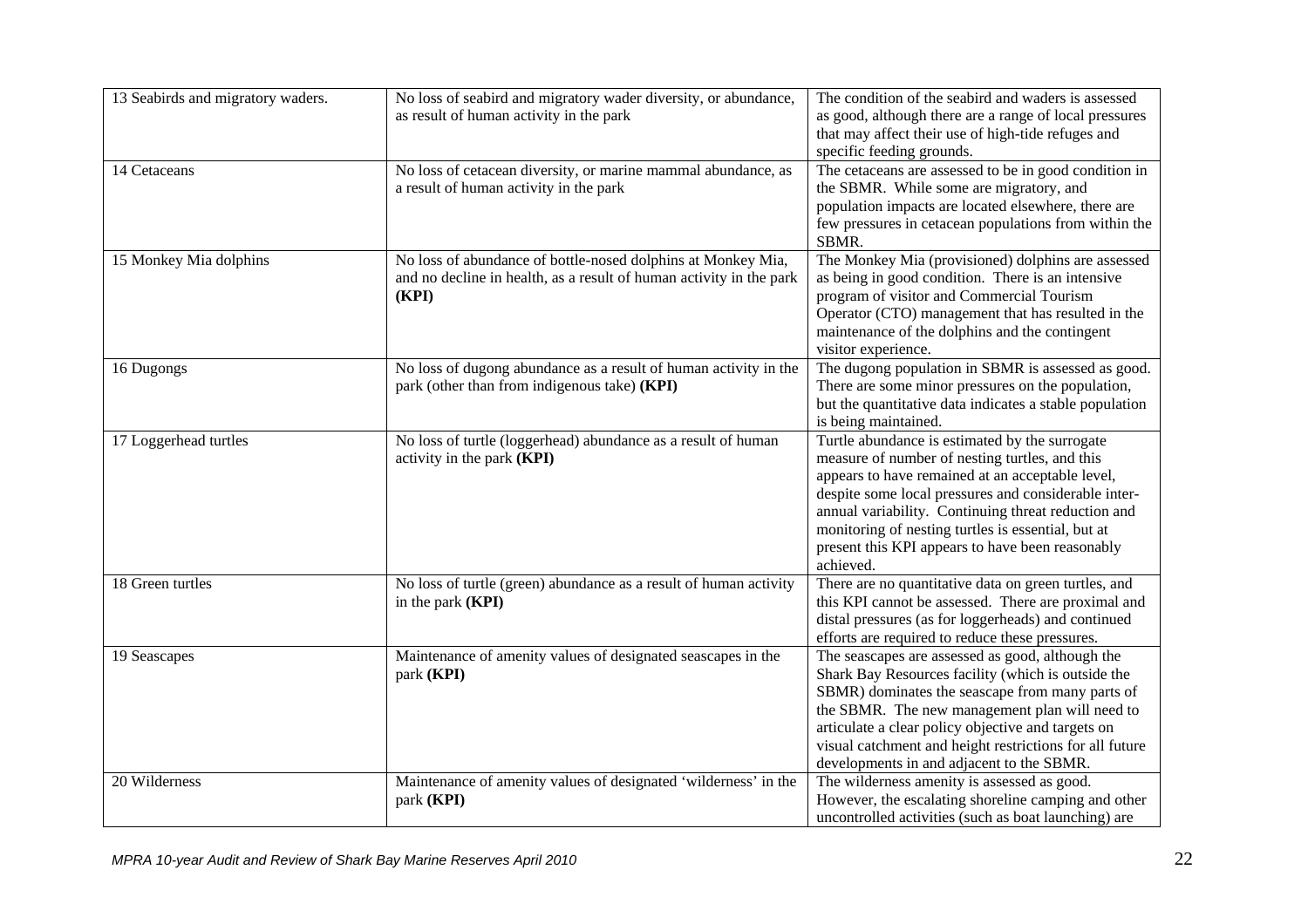| | | |
|---|---|---|
| 13 Seabirds and migratory waders. | No loss of seabird and migratory wader diversity, or abundance, as result of human activity in the park | The condition of the seabird and waders is assessed as good, although there are a range of local pressures that may affect their use of high-tide refuges and specific feeding grounds. |
| 14 Cetaceans | No loss of cetacean diversity, or marine mammal abundance, as a result of human activity in the park | The cetaceans are assessed to be in good condition in the SBMR. While some are migratory, and population impacts are located elsewhere, there are few pressures in cetacean populations from within the SBMR. |
| 15 Monkey Mia dolphins | No loss of abundance of bottle-nosed dolphins at Monkey Mia, and no decline in health, as a result of human activity in the park **(KPI)** | The Monkey Mia (provisioned) dolphins are assessed as being in good condition. There is an intensive program of visitor and Commercial Tourism Operator (CTO) management that has resulted in the maintenance of the dolphins and the contingent visitor experience. |
| 16 Dugongs | No loss of dugong abundance as a result of human activity in the park (other than from indigenous take) **(KPI)** | The dugong population in SBMR is assessed as good. There are some minor pressures on the population, but the quantitative data indicates a stable population is being maintained. |
| 17 Loggerhead turtles | No loss of turtle (loggerhead) abundance as a result of human activity in the park **(KPI)** | Turtle abundance is estimated by the surrogate measure of number of nesting turtles, and this appears to have remained at an acceptable level, despite some local pressures and considerable inter-annual variability. Continuing threat reduction and monitoring of nesting turtles is essential, but at present this KPI appears to have been reasonably achieved. |
| 18 Green turtles | No loss of turtle (green) abundance as a result of human activity in the park **(KPI)** | There are no quantitative data on green turtles, and this KPI cannot be assessed. There are proximal and distal pressures (as for loggerheads) and continued efforts are required to reduce these pressures. |
| 19 Seascapes | Maintenance of amenity values of designated seascapes in the park **(KPI)** | The seascapes are assessed as good, although the Shark Bay Resources facility (which is outside the SBMR) dominates the seascape from many parts of the SBMR. The new management plan will need to articulate a clear policy objective and targets on visual catchment and height restrictions for all future developments in and adjacent to the SBMR. |
| 20 Wilderness | Maintenance of amenity values of designated 'wilderness' in the park **(KPI)** | The wilderness amenity is assessed as good. However, the escalating shoreline camping and other uncontrolled activities (such as boat launching) are |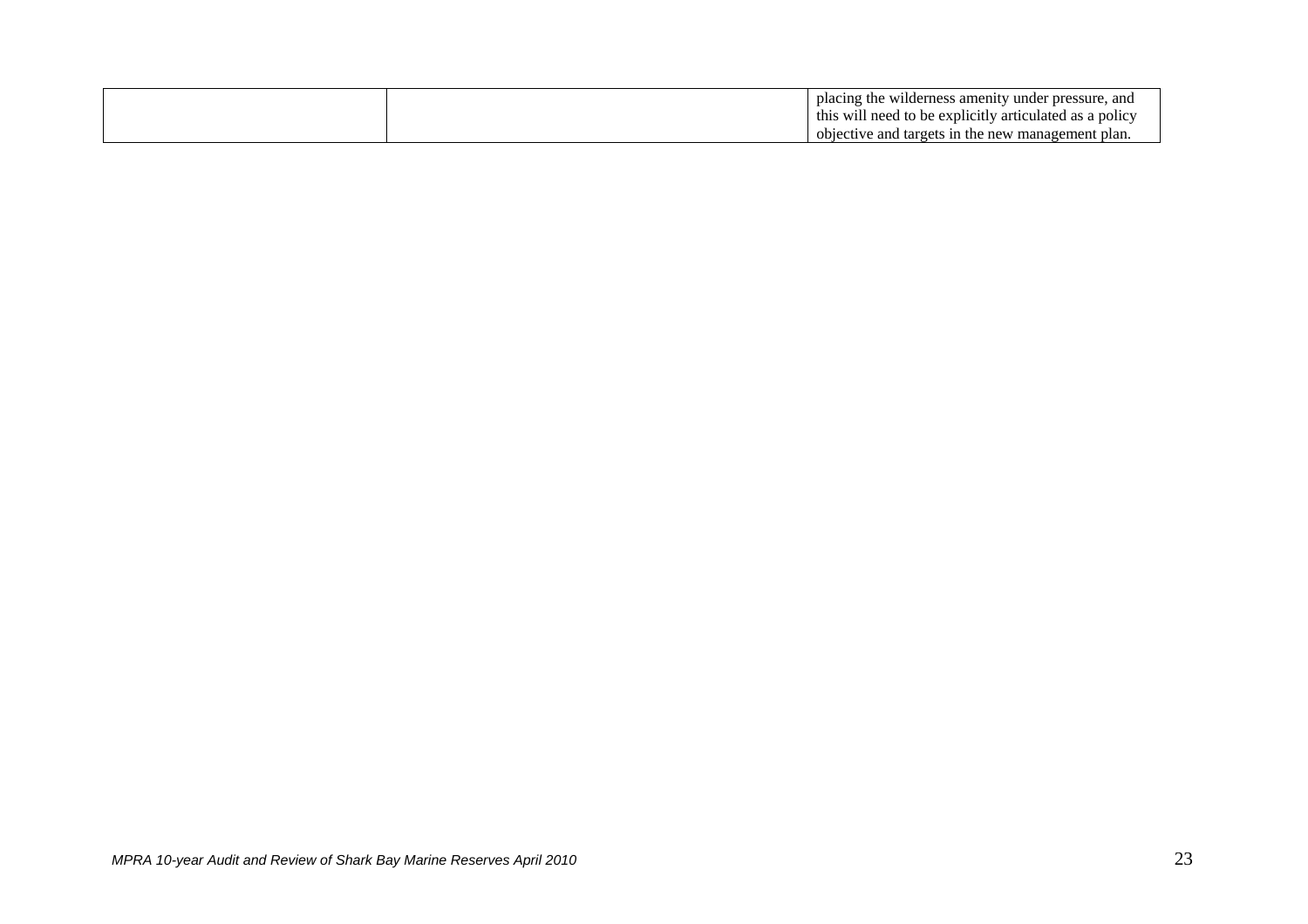| | | |
|---|---|---|
| | | placing the wilderness amenity under pressure, and this will need to be explicitly articulated as a policy objective and targets in the new management plan. |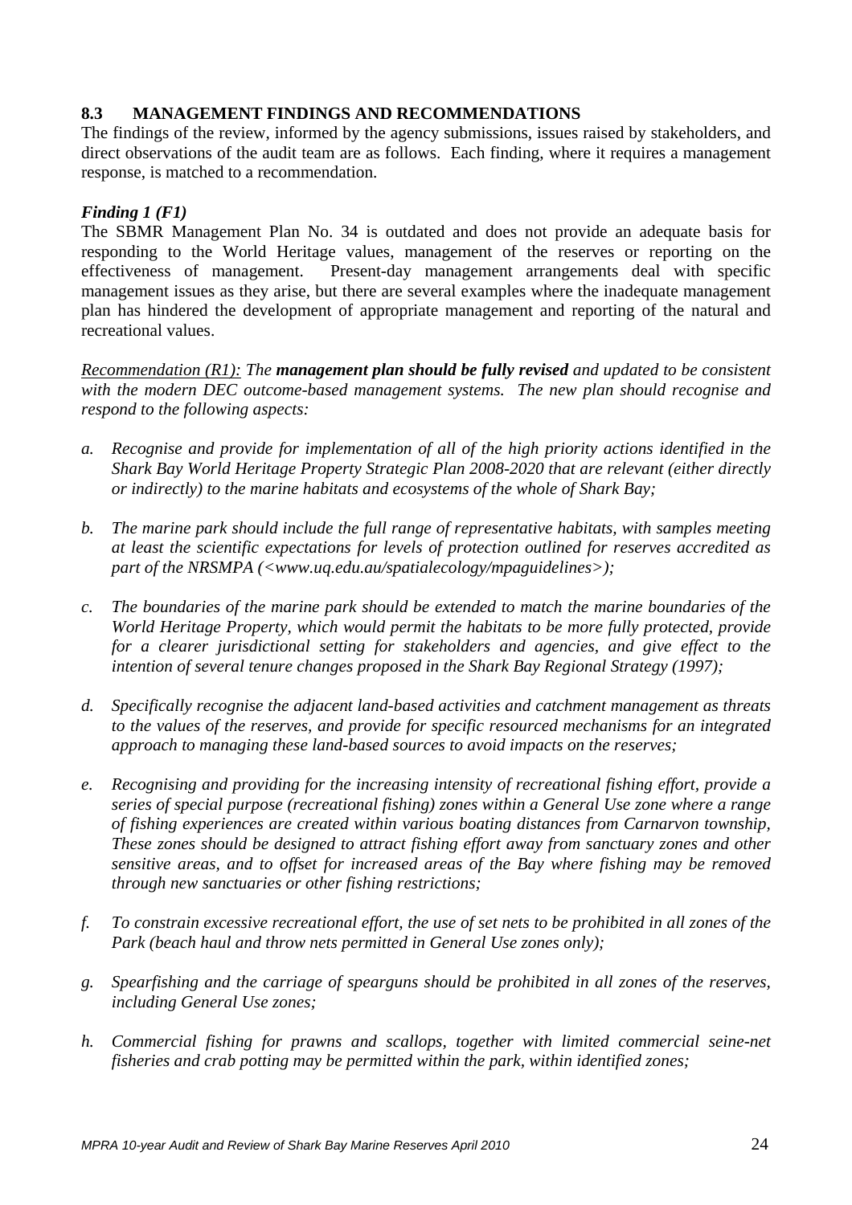## 8.3 MANAGEMENT FINDINGS AND RECOMMENDATIONS

The findings of the review, informed by the agency submissions, issues raised by stakeholders, and direct observations of the audit team are as follows. Each finding, where it requires a management response, is matched to a recommendation.

### *Finding 1 (F1)*

The SBMR Management Plan No. 34 is outdated and does not provide an adequate basis for responding to the World Heritage values, management of the reserves or reporting on the effectiveness of management. Present-day management arrangements deal with specific management issues as they arise, but there are several examples where the inadequate management plan has hindered the development of appropriate management and reporting of the natural and recreational values.

*Recommendation (R1): The **management plan should be fully revised** and updated to be consistent with the modern DEC outcome-based management systems. The new plan should recognise and respond to the following aspects:*

*a. Recognise and provide for implementation of all of the high priority actions identified in the Shark Bay World Heritage Property Strategic Plan 2008-2020 that are relevant (either directly or indirectly) to the marine habitats and ecosystems of the whole of Shark Bay;*

*b. The marine park should include the full range of representative habitats, with samples meeting at least the scientific expectations for levels of protection outlined for reserves accredited as part of the NRSMPA (<www.uq.edu.au/spatialecology/mpaguidelines>);*

*c. The boundaries of the marine park should be extended to match the marine boundaries of the World Heritage Property, which would permit the habitats to be more fully protected, provide for a clearer jurisdictional setting for stakeholders and agencies, and give effect to the intention of several tenure changes proposed in the Shark Bay Regional Strategy (1997);*

*d. Specifically recognise the adjacent land-based activities and catchment management as threats to the values of the reserves, and provide for specific resourced mechanisms for an integrated approach to managing these land-based sources to avoid impacts on the reserves;*

*e. Recognising and providing for the increasing intensity of recreational fishing effort, provide a series of special purpose (recreational fishing) zones within a General Use zone where a range of fishing experiences are created within various boating distances from Carnarvon township, These zones should be designed to attract fishing effort away from sanctuary zones and other sensitive areas, and to offset for increased areas of the Bay where fishing may be removed through new sanctuaries or other fishing restrictions;*

*f. To constrain excessive recreational effort, the use of set nets to be prohibited in all zones of the Park (beach haul and throw nets permitted in General Use zones only);*

*g. Spearfishing and the carriage of spearguns should be prohibited in all zones of the reserves, including General Use zones;*

*h. Commercial fishing for prawns and scallops, together with limited commercial seine-net fisheries and crab potting may be permitted within the park, within identified zones;*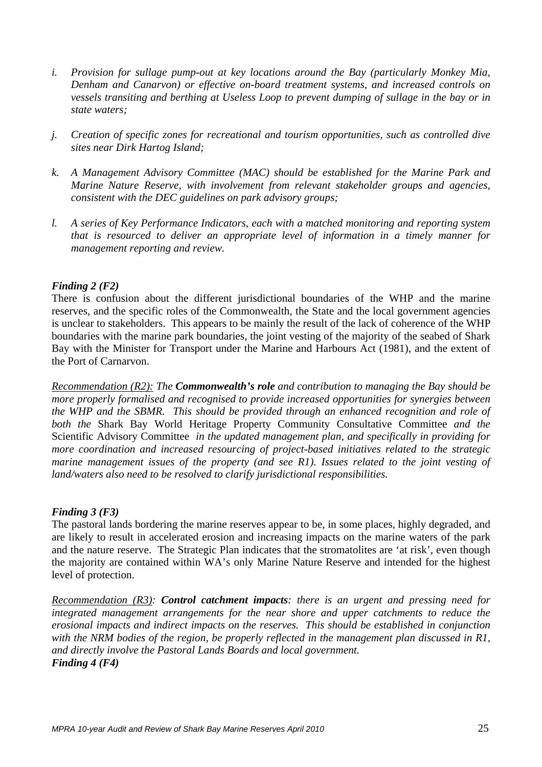*i. Provision for sullage pump-out at key locations around the Bay (particularly Monkey Mia, Denham and Canarvon) or effective on-board treatment systems, and increased controls on vessels transiting and berthing at Useless Loop to prevent dumping of sullage in the bay or in state waters;*

*j. Creation of specific zones for recreational and tourism opportunities, such as controlled dive sites near Dirk Hartog Island;*

*k. A Management Advisory Committee (MAC) should be established for the Marine Park and Marine Nature Reserve, with involvement from relevant stakeholder groups and agencies, consistent with the DEC guidelines on park advisory groups;*

*l. A series of Key Performance Indicators, each with a matched monitoring and reporting system that is resourced to deliver an appropriate level of information in a timely manner for management reporting and review.*

***Finding 2 (F2)***

There is confusion about the different jurisdictional boundaries of the WHP and the marine reserves, and the specific roles of the Commonwealth, the State and the local government agencies is unclear to stakeholders. This appears to be mainly the result of the lack of coherence of the WHP boundaries with the marine park boundaries, the joint vesting of the majority of the seabed of Shark Bay with the Minister for Transport under the Marine and Harbours Act (1981), and the extent of the Port of Carnarvon.

*Recommendation (R2): The* ***Commonwealth's role*** *and contribution to managing the Bay should be more properly formalised and recognised to provide increased opportunities for synergies between the WHP and the SBMR. This should be provided through an enhanced recognition and role of both the* Shark Bay World Heritage Property Community Consultative Committee *and the* Scientific Advisory Committee *in the updated management plan, and specifically in providing for more coordination and increased resourcing of project-based initiatives related to the strategic marine management issues of the property (and see R1). Issues related to the joint vesting of land/waters also need to be resolved to clarify jurisdictional responsibilities.*

***Finding 3 (F3)***

The pastoral lands bordering the marine reserves appear to be, in some places, highly degraded, and are likely to result in accelerated erosion and increasing impacts on the marine waters of the park and the nature reserve. The Strategic Plan indicates that the stromatolites are 'at risk', even though the majority are contained within WA's only Marine Nature Reserve and intended for the highest level of protection.

*Recommendation (R3):* ***Control catchment impacts****: there is an urgent and pressing need for integrated management arrangements for the near shore and upper catchments to reduce the erosional impacts and indirect impacts on the reserves. This should be established in conjunction with the NRM bodies of the region, be properly reflected in the management plan discussed in R1, and directly involve the Pastoral Lands Boards and local government.*

***Finding 4 (F4)***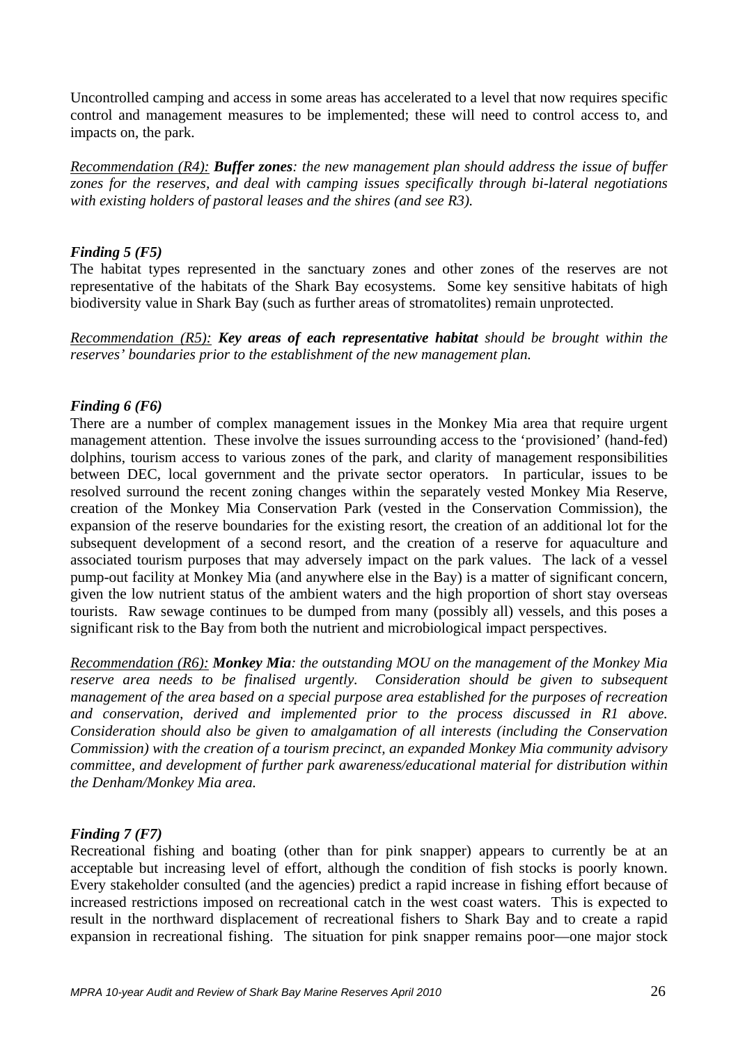Uncontrolled camping and access in some areas has accelerated to a level that now requires specific control and management measures to be implemented; these will need to control access to, and impacts on, the park.

*<u>Recommendation (R4):</u>* ***Buffer zones****: the new management plan should address the issue of buffer zones for the reserves, and deal with camping issues specifically through bi-lateral negotiations with existing holders of pastoral leases and the shires (and see R3).*

### *Finding 5 (F5)*

The habitat types represented in the sanctuary zones and other zones of the reserves are not representative of the habitats of the Shark Bay ecosystems. Some key sensitive habitats of high biodiversity value in Shark Bay (such as further areas of stromatolites) remain unprotected.

*<u>Recommendation (R5):</u>* ***Key areas of each representative habitat*** *should be brought within the reserves' boundaries prior to the establishment of the new management plan.*

### *Finding 6 (F6)*

There are a number of complex management issues in the Monkey Mia area that require urgent management attention. These involve the issues surrounding access to the 'provisioned' (hand-fed) dolphins, tourism access to various zones of the park, and clarity of management responsibilities between DEC, local government and the private sector operators. In particular, issues to be resolved surround the recent zoning changes within the separately vested Monkey Mia Reserve, creation of the Monkey Mia Conservation Park (vested in the Conservation Commission), the expansion of the reserve boundaries for the existing resort, the creation of an additional lot for the subsequent development of a second resort, and the creation of a reserve for aquaculture and associated tourism purposes that may adversely impact on the park values. The lack of a vessel pump-out facility at Monkey Mia (and anywhere else in the Bay) is a matter of significant concern, given the low nutrient status of the ambient waters and the high proportion of short stay overseas tourists. Raw sewage continues to be dumped from many (possibly all) vessels, and this poses a significant risk to the Bay from both the nutrient and microbiological impact perspectives.

*<u>Recommendation (R6):</u>* ***Monkey Mia****: the outstanding MOU on the management of the Monkey Mia reserve area needs to be finalised urgently. Consideration should be given to subsequent management of the area based on a special purpose area established for the purposes of recreation and conservation, derived and implemented prior to the process discussed in R1 above. Consideration should also be given to amalgamation of all interests (including the Conservation Commission) with the creation of a tourism precinct, an expanded Monkey Mia community advisory committee, and development of further park awareness/educational material for distribution within the Denham/Monkey Mia area.*

### *Finding 7 (F7)*

Recreational fishing and boating (other than for pink snapper) appears to currently be at an acceptable but increasing level of effort, although the condition of fish stocks is poorly known. Every stakeholder consulted (and the agencies) predict a rapid increase in fishing effort because of increased restrictions imposed on recreational catch in the west coast waters. This is expected to result in the northward displacement of recreational fishers to Shark Bay and to create a rapid expansion in recreational fishing. The situation for pink snapper remains poor—one major stock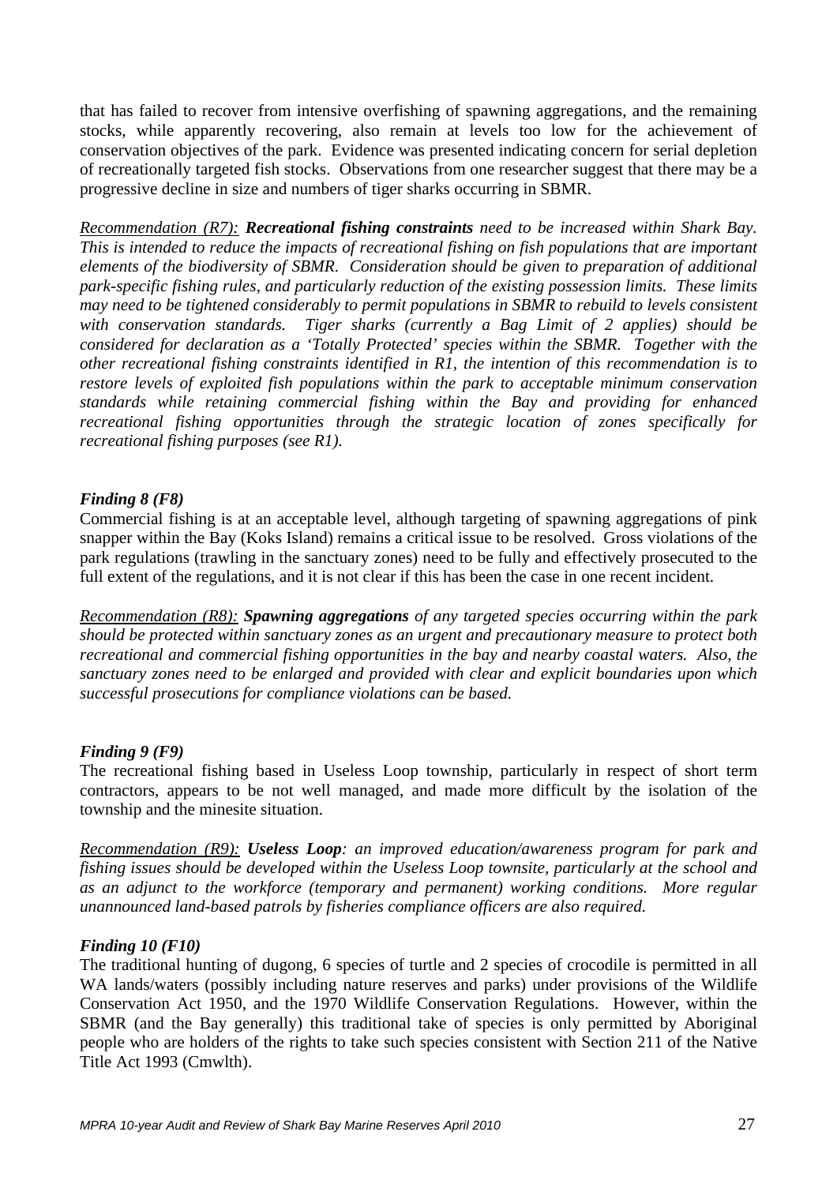that has failed to recover from intensive overfishing of spawning aggregations, and the remaining stocks, while apparently recovering, also remain at levels too low for the achievement of conservation objectives of the park. Evidence was presented indicating concern for serial depletion of recreationally targeted fish stocks. Observations from one researcher suggest that there may be a progressive decline in size and numbers of tiger sharks occurring in SBMR.

*Recommendation (R7):* ***Recreational fishing constraints*** *need to be increased within Shark Bay. This is intended to reduce the impacts of recreational fishing on fish populations that are important elements of the biodiversity of SBMR. Consideration should be given to preparation of additional park-specific fishing rules, and particularly reduction of the existing possession limits. These limits may need to be tightened considerably to permit populations in SBMR to rebuild to levels consistent with conservation standards. Tiger sharks (currently a Bag Limit of 2 applies) should be considered for declaration as a 'Totally Protected' species within the SBMR. Together with the other recreational fishing constraints identified in R1, the intention of this recommendation is to restore levels of exploited fish populations within the park to acceptable minimum conservation standards while retaining commercial fishing within the Bay and providing for enhanced recreational fishing opportunities through the strategic location of zones specifically for recreational fishing purposes (see R1).*

### *Finding 8 (F8)*

Commercial fishing is at an acceptable level, although targeting of spawning aggregations of pink snapper within the Bay (Koks Island) remains a critical issue to be resolved. Gross violations of the park regulations (trawling in the sanctuary zones) need to be fully and effectively prosecuted to the full extent of the regulations, and it is not clear if this has been the case in one recent incident.

*Recommendation (R8):* ***Spawning aggregations*** *of any targeted species occurring within the park should be protected within sanctuary zones as an urgent and precautionary measure to protect both recreational and commercial fishing opportunities in the bay and nearby coastal waters. Also, the sanctuary zones need to be enlarged and provided with clear and explicit boundaries upon which successful prosecutions for compliance violations can be based.*

### *Finding 9 (F9)*

The recreational fishing based in Useless Loop township, particularly in respect of short term contractors, appears to be not well managed, and made more difficult by the isolation of the township and the minesite situation.

*Recommendation (R9):* ***Useless Loop****: an improved education/awareness program for park and fishing issues should be developed within the Useless Loop townsite, particularly at the school and as an adjunct to the workforce (temporary and permanent) working conditions. More regular unannounced land-based patrols by fisheries compliance officers are also required.*

### *Finding 10 (F10)*

The traditional hunting of dugong, 6 species of turtle and 2 species of crocodile is permitted in all WA lands/waters (possibly including nature reserves and parks) under provisions of the Wildlife Conservation Act 1950, and the 1970 Wildlife Conservation Regulations. However, within the SBMR (and the Bay generally) this traditional take of species is only permitted by Aboriginal people who are holders of the rights to take such species consistent with Section 211 of the Native Title Act 1993 (Cmwlth).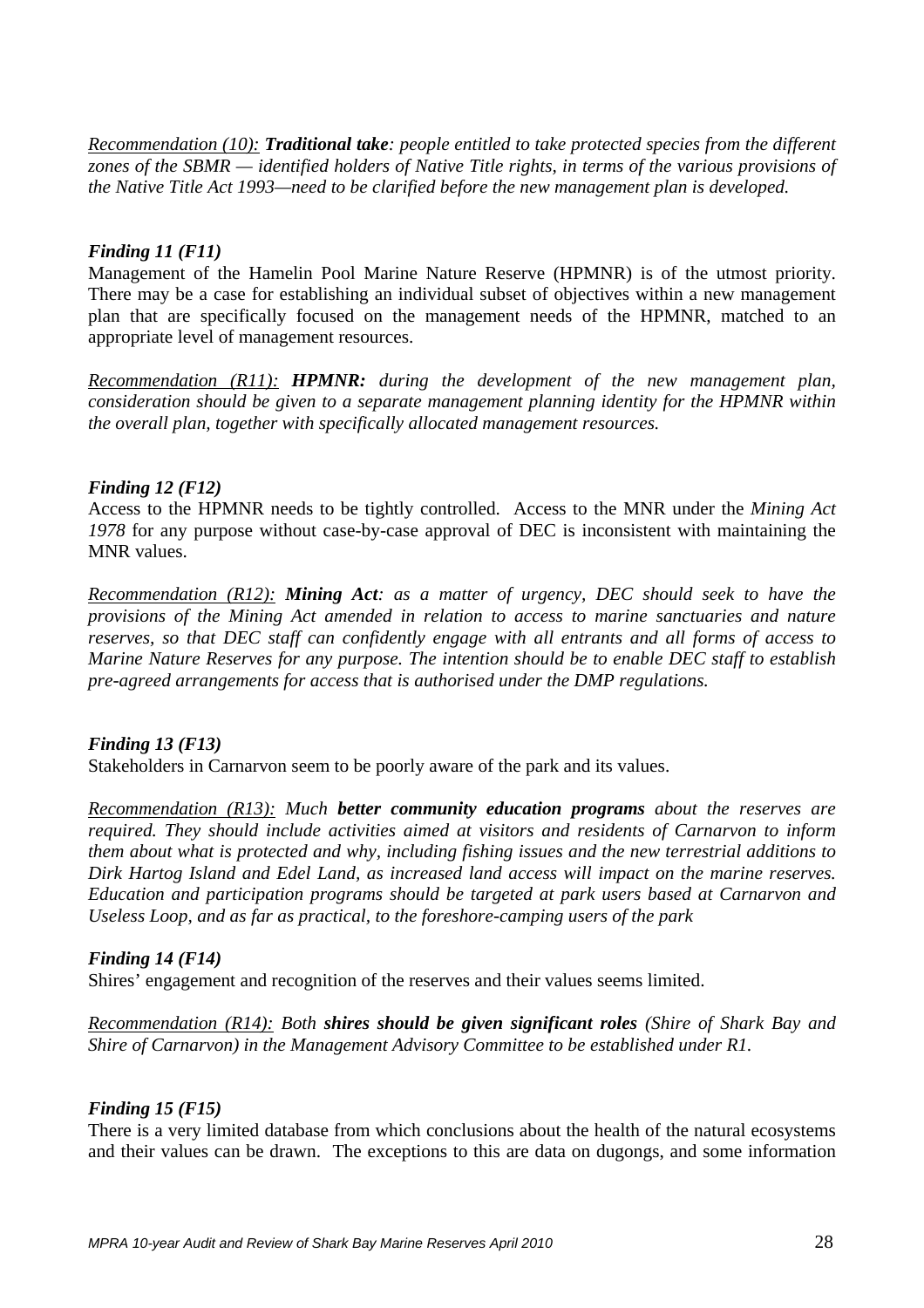*Recommendation (10):* ***Traditional take**: people entitled to take protected species from the different zones of the SBMR — identified holders of Native Title rights, in terms of the various provisions of the Native Title Act 1993—need to be clarified before the new management plan is developed.*

### *Finding 11 (F11)*

Management of the Hamelin Pool Marine Nature Reserve (HPMNR) is of the utmost priority. There may be a case for establishing an individual subset of objectives within a new management plan that are specifically focused on the management needs of the HPMNR, matched to an appropriate level of management resources.

*Recommendation (R11):* ***HPMNR:** during the development of the new management plan, consideration should be given to a separate management planning identity for the HPMNR within the overall plan, together with specifically allocated management resources.*

### *Finding 12 (F12)*

Access to the HPMNR needs to be tightly controlled. Access to the MNR under the *Mining Act 1978* for any purpose without case-by-case approval of DEC is inconsistent with maintaining the MNR values.

*Recommendation (R12):* ***Mining Act**: as a matter of urgency, DEC should seek to have the provisions of the Mining Act amended in relation to access to marine sanctuaries and nature reserves, so that DEC staff can confidently engage with all entrants and all forms of access to Marine Nature Reserves for any purpose. The intention should be to enable DEC staff to establish pre-agreed arrangements for access that is authorised under the DMP regulations.*

### *Finding 13 (F13)*

Stakeholders in Carnarvon seem to be poorly aware of the park and its values.

*Recommendation (R13): Much **better community education programs** about the reserves are required. They should include activities aimed at visitors and residents of Carnarvon to inform them about what is protected and why, including fishing issues and the new terrestrial additions to Dirk Hartog Island and Edel Land, as increased land access will impact on the marine reserves. Education and participation programs should be targeted at park users based at Carnarvon and Useless Loop, and as far as practical, to the foreshore-camping users of the park*

### *Finding 14 (F14)*

Shires' engagement and recognition of the reserves and their values seems limited.

*Recommendation (R14): Both **shires should be given significant roles** (Shire of Shark Bay and Shire of Carnarvon) in the Management Advisory Committee to be established under R1.*

### *Finding 15 (F15)*

There is a very limited database from which conclusions about the health of the natural ecosystems and their values can be drawn. The exceptions to this are data on dugongs, and some information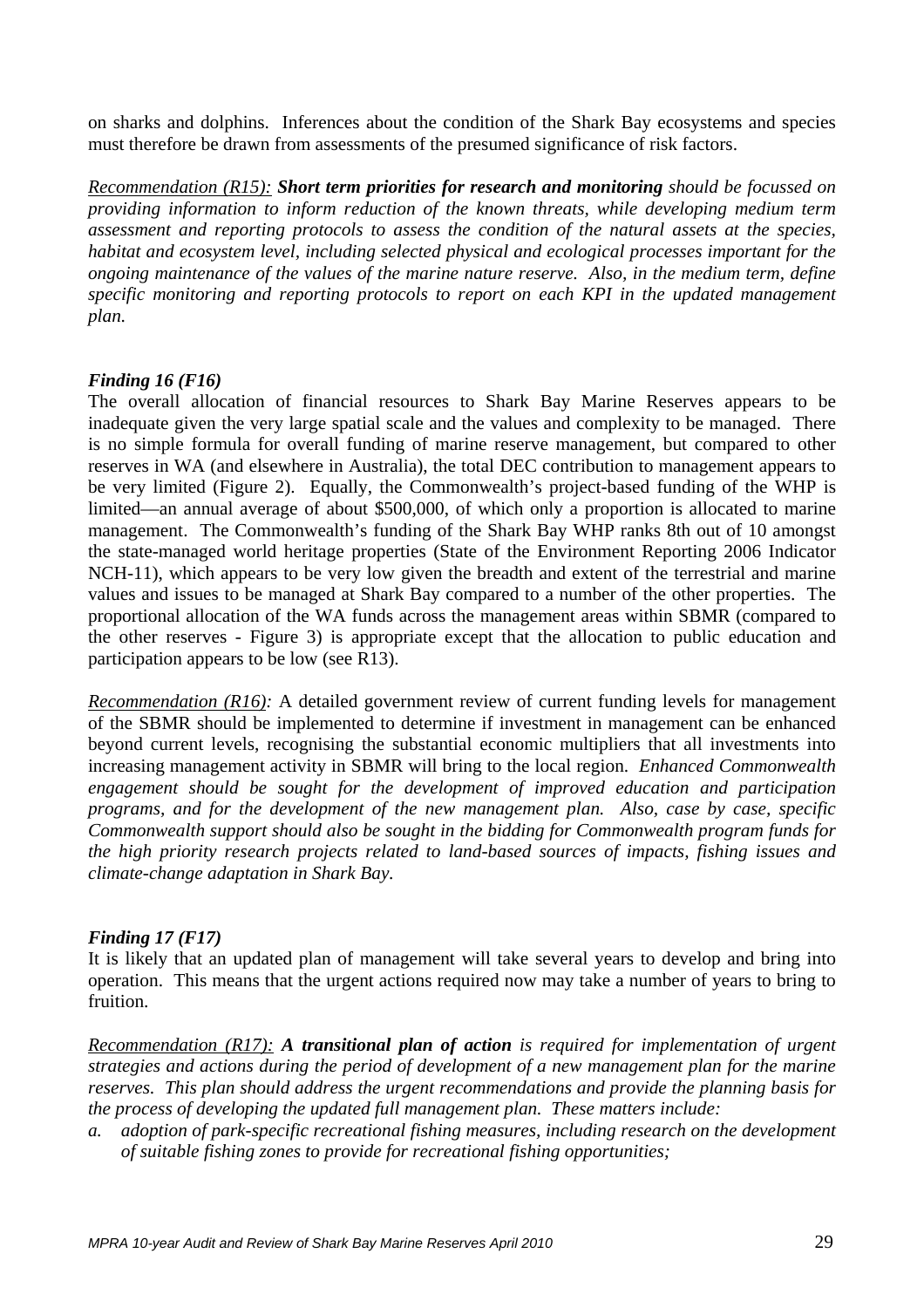on sharks and dolphins. Inferences about the condition of the Shark Bay ecosystems and species must therefore be drawn from assessments of the presumed significance of risk factors.

*<u>Recommendation (R15):</u>* ***Short term priorities for research and monitoring*** *should be focussed on providing information to inform reduction of the known threats, while developing medium term assessment and reporting protocols to assess the condition of the natural assets at the species, habitat and ecosystem level, including selected physical and ecological processes important for the ongoing maintenance of the values of the marine nature reserve. Also, in the medium term, define specific monitoring and reporting protocols to report on each KPI in the updated management plan.*

### *Finding 16 (F16)*

The overall allocation of financial resources to Shark Bay Marine Reserves appears to be inadequate given the very large spatial scale and the values and complexity to be managed. There is no simple formula for overall funding of marine reserve management, but compared to other reserves in WA (and elsewhere in Australia), the total DEC contribution to management appears to be very limited (Figure 2). Equally, the Commonwealth's project-based funding of the WHP is limited—an annual average of about $500,000, of which only a proportion is allocated to marine management. The Commonwealth's funding of the Shark Bay WHP ranks 8th out of 10 amongst the state-managed world heritage properties (State of the Environment Reporting 2006 Indicator NCH-11), which appears to be very low given the breadth and extent of the terrestrial and marine values and issues to be managed at Shark Bay compared to a number of the other properties. The proportional allocation of the WA funds across the management areas within SBMR (compared to the other reserves - Figure 3) is appropriate except that the allocation to public education and participation appears to be low (see R13).

*<u>Recommendation (R16)</u>:* A detailed government review of current funding levels for management of the SBMR should be implemented to determine if investment in management can be enhanced beyond current levels, recognising the substantial economic multipliers that all investments into increasing management activity in SBMR will bring to the local region. *Enhanced Commonwealth engagement should be sought for the development of improved education and participation programs, and for the development of the new management plan. Also, case by case, specific Commonwealth support should also be sought in the bidding for Commonwealth program funds for the high priority research projects related to land-based sources of impacts, fishing issues and climate-change adaptation in Shark Bay.*

### *Finding 17 (F17)*

It is likely that an updated plan of management will take several years to develop and bring into operation. This means that the urgent actions required now may take a number of years to bring to fruition.

*<u>Recommendation (R17):</u>* ***A transitional plan of action*** *is required for implementation of urgent strategies and actions during the period of development of a new management plan for the marine reserves. This plan should address the urgent recommendations and provide the planning basis for the process of developing the updated full management plan. These matters include:*

*a. adoption of park-specific recreational fishing measures, including research on the development of suitable fishing zones to provide for recreational fishing opportunities;*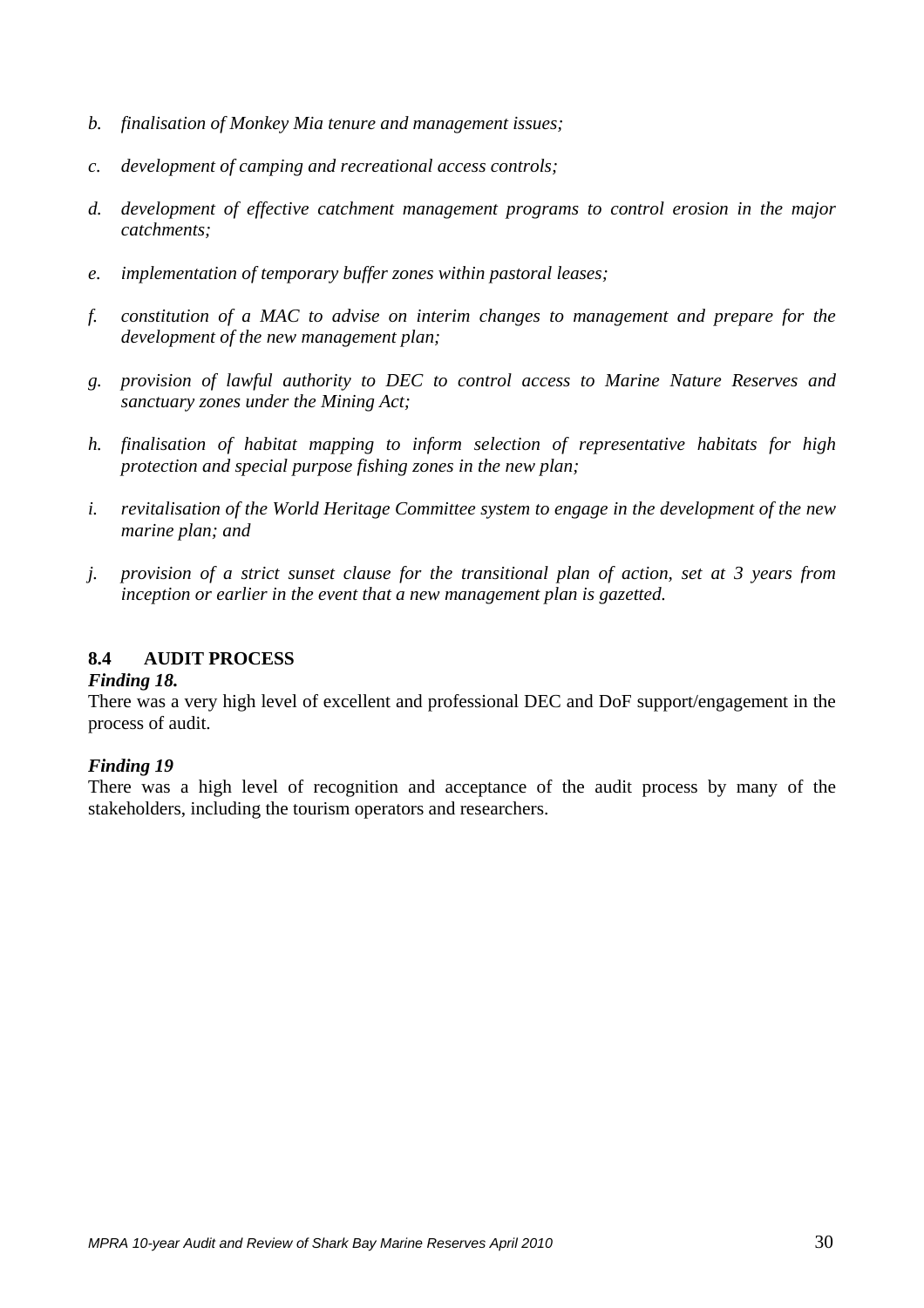*b. finalisation of Monkey Mia tenure and management issues;*

*c. development of camping and recreational access controls;*

*d. development of effective catchment management programs to control erosion in the major catchments;*

*e. implementation of temporary buffer zones within pastoral leases;*

*f. constitution of a MAC to advise on interim changes to management and prepare for the development of the new management plan;*

*g. provision of lawful authority to DEC to control access to Marine Nature Reserves and sanctuary zones under the Mining Act;*

*h. finalisation of habitat mapping to inform selection of representative habitats for high protection and special purpose fishing zones in the new plan;*

*i. revitalisation of the World Heritage Committee system to engage in the development of the new marine plan; and*

*j. provision of a strict sunset clause for the transitional plan of action, set at 3 years from inception or earlier in the event that a new management plan is gazetted.*

## 8.4 AUDIT PROCESS

***Finding 18.***

There was a very high level of excellent and professional DEC and DoF support/engagement in the process of audit.

***Finding 19***

There was a high level of recognition and acceptance of the audit process by many of the stakeholders, including the tourism operators and researchers.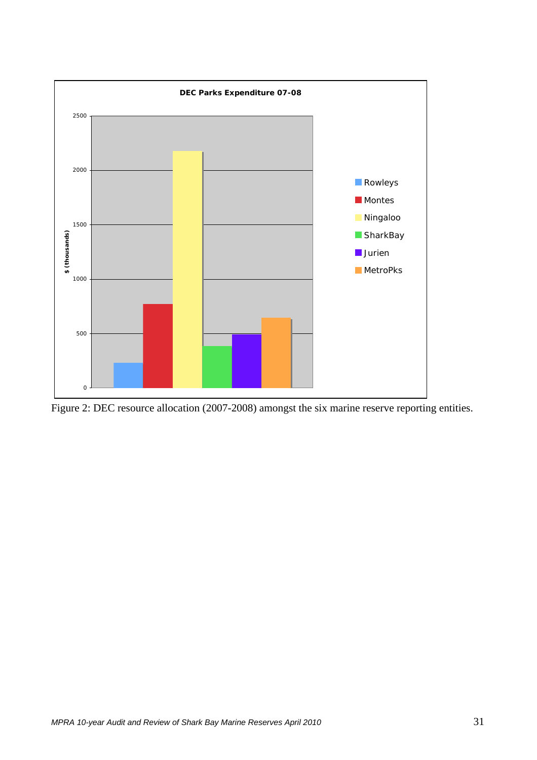Figure 2: DEC resource allocation (2007-2008) amongst the six marine reserve reporting entities.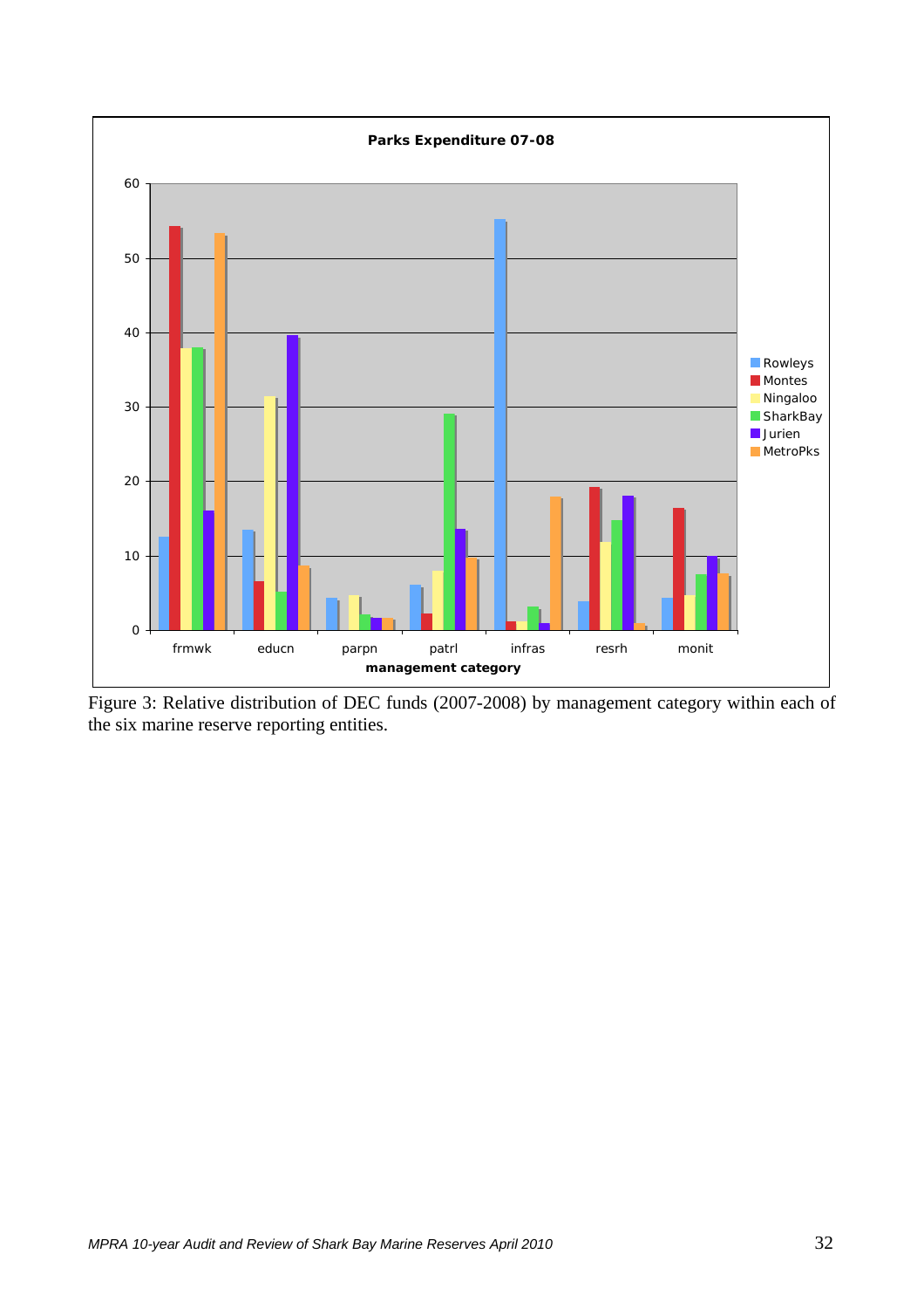Figure 3: Relative distribution of DEC funds (2007-2008) by management category within each of the six marine reserve reporting entities.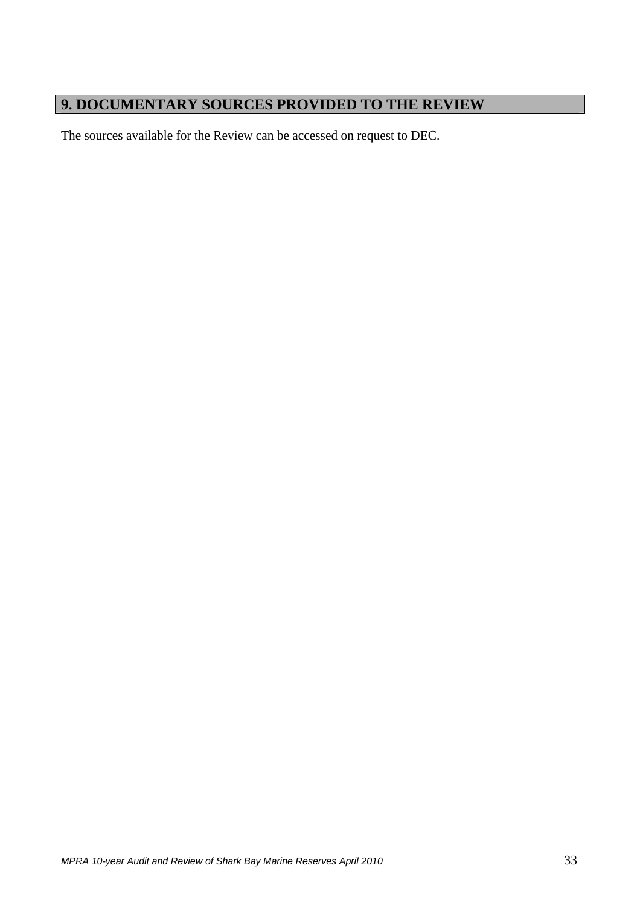## 9. DOCUMENTARY SOURCES PROVIDED TO THE REVIEW

The sources available for the Review can be accessed on request to DEC.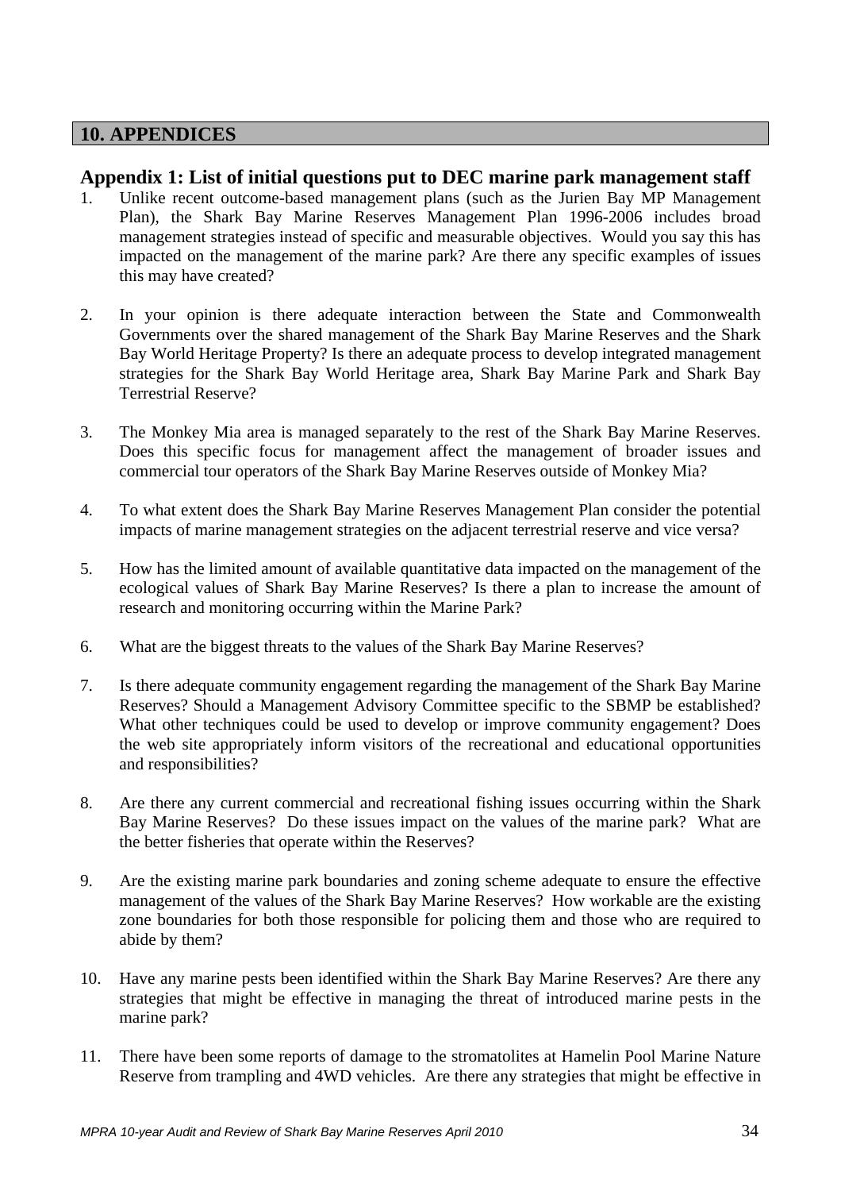# 10. APPENDICES

## Appendix 1: List of initial questions put to DEC marine park management staff

1. Unlike recent outcome-based management plans (such as the Jurien Bay MP Management Plan), the Shark Bay Marine Reserves Management Plan 1996-2006 includes broad management strategies instead of specific and measurable objectives. Would you say this has impacted on the management of the marine park? Are there any specific examples of issues this may have created?

2. In your opinion is there adequate interaction between the State and Commonwealth Governments over the shared management of the Shark Bay Marine Reserves and the Shark Bay World Heritage Property? Is there an adequate process to develop integrated management strategies for the Shark Bay World Heritage area, Shark Bay Marine Park and Shark Bay Terrestrial Reserve?

3. The Monkey Mia area is managed separately to the rest of the Shark Bay Marine Reserves. Does this specific focus for management affect the management of broader issues and commercial tour operators of the Shark Bay Marine Reserves outside of Monkey Mia?

4. To what extent does the Shark Bay Marine Reserves Management Plan consider the potential impacts of marine management strategies on the adjacent terrestrial reserve and vice versa?

5. How has the limited amount of available quantitative data impacted on the management of the ecological values of Shark Bay Marine Reserves? Is there a plan to increase the amount of research and monitoring occurring within the Marine Park?

6. What are the biggest threats to the values of the Shark Bay Marine Reserves?

7. Is there adequate community engagement regarding the management of the Shark Bay Marine Reserves? Should a Management Advisory Committee specific to the SBMP be established? What other techniques could be used to develop or improve community engagement? Does the web site appropriately inform visitors of the recreational and educational opportunities and responsibilities?

8. Are there any current commercial and recreational fishing issues occurring within the Shark Bay Marine Reserves? Do these issues impact on the values of the marine park? What are the better fisheries that operate within the Reserves?

9. Are the existing marine park boundaries and zoning scheme adequate to ensure the effective management of the values of the Shark Bay Marine Reserves? How workable are the existing zone boundaries for both those responsible for policing them and those who are required to abide by them?

10. Have any marine pests been identified within the Shark Bay Marine Reserves? Are there any strategies that might be effective in managing the threat of introduced marine pests in the marine park?

11. There have been some reports of damage to the stromatolites at Hamelin Pool Marine Nature Reserve from trampling and 4WD vehicles. Are there any strategies that might be effective in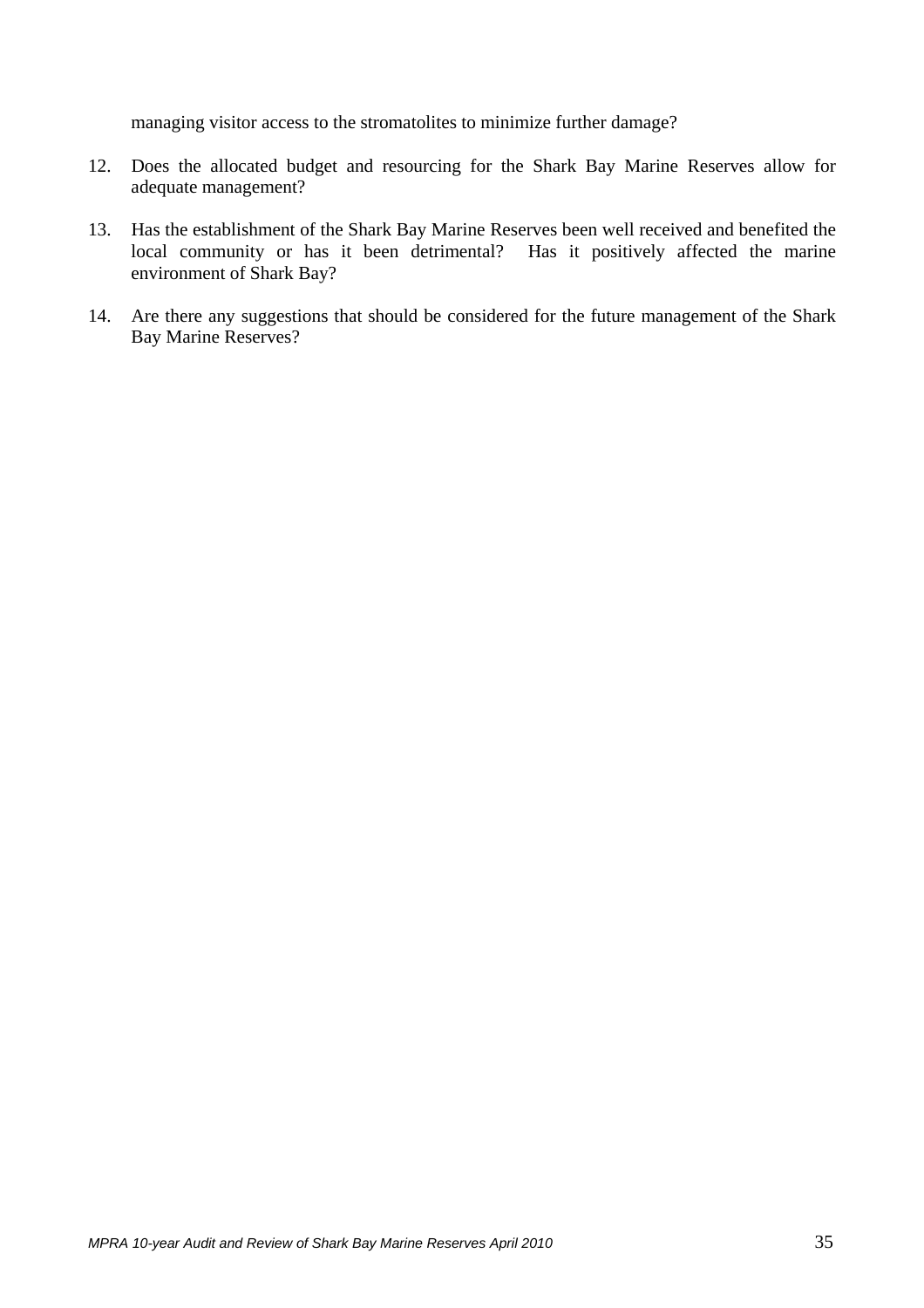managing visitor access to the stromatolites to minimize further damage?

12. Does the allocated budget and resourcing for the Shark Bay Marine Reserves allow for adequate management?

13. Has the establishment of the Shark Bay Marine Reserves been well received and benefited the local community or has it been detrimental? Has it positively affected the marine environment of Shark Bay?

14. Are there any suggestions that should be considered for the future management of the Shark Bay Marine Reserves?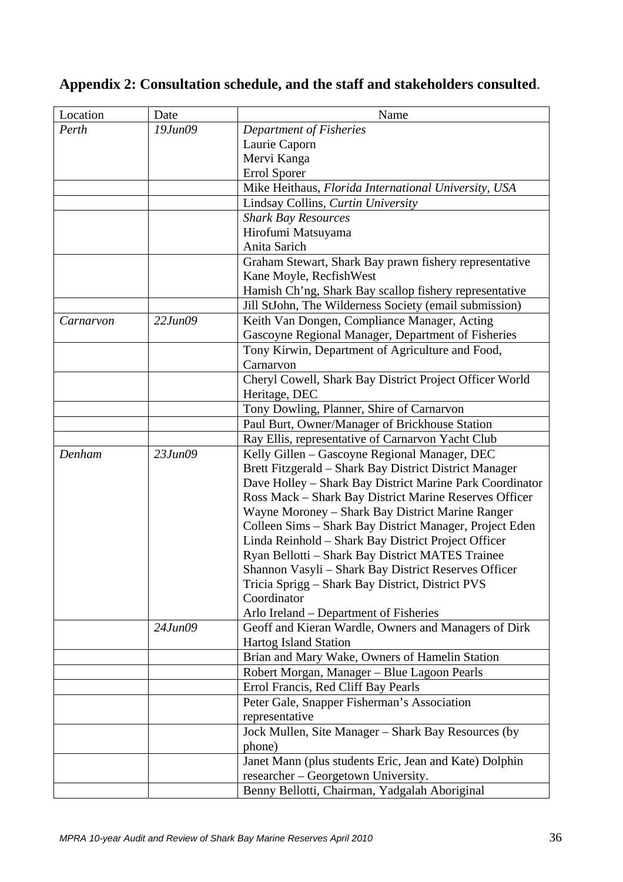## Appendix 2: Consultation schedule, and the staff and stakeholders consulted.

| Location | Date | Name |
|---|---|---|
| *Perth* | *19Jun09* | *Department of Fisheries*<br>Laurie Caporn<br>Mervi Kanga<br>Errol Sporer |
| | | Mike Heithaus, *Florida International University, USA* |
| | | Lindsay Collins, *Curtin University* |
| | | *Shark Bay Resources*<br>Hirofumi Matsuyama<br>Anita Sarich |
| | | Graham Stewart, Shark Bay prawn fishery representative<br>Kane Moyle, RecfishWest<br>Hamish Ch'ng, Shark Bay scallop fishery representative |
| | | Jill StJohn, The Wilderness Society (email submission) |
| *Carnarvon* | *22Jun09* | Keith Van Dongen, Compliance Manager, Acting Gascoyne Regional Manager, Department of Fisheries |
| | | Tony Kirwin, Department of Agriculture and Food, Carnarvon |
| | | Cheryl Cowell, Shark Bay District Project Officer World Heritage, DEC |
| | | Tony Dowling, Planner, Shire of Carnarvon |
| | | Paul Burt, Owner/Manager of Brickhouse Station |
| | | Ray Ellis, representative of Carnarvon Yacht Club |
| *Denham* | *23Jun09* | Kelly Gillen – Gascoyne Regional Manager, DEC<br>Brett Fitzgerald – Shark Bay District District Manager<br>Dave Holley – Shark Bay District Marine Park Coordinator<br>Ross Mack – Shark Bay District Marine Reserves Officer<br>Wayne Moroney – Shark Bay District Marine Ranger<br>Colleen Sims – Shark Bay District Manager, Project Eden<br>Linda Reinhold – Shark Bay District Project Officer<br>Ryan Bellotti – Shark Bay District MATES Trainee<br>Shannon Vasyli – Shark Bay District Reserves Officer<br>Tricia Sprigg – Shark Bay District, District PVS Coordinator<br>Arlo Ireland – Department of Fisheries |
| | *24Jun09* | Geoff and Kieran Wardle, Owners and Managers of Dirk Hartog Island Station |
| | | Brian and Mary Wake, Owners of Hamelin Station |
| | | Robert Morgan, Manager – Blue Lagoon Pearls |
| | | Errol Francis, Red Cliff Bay Pearls |
| | | Peter Gale, Snapper Fisherman's Association representative |
| | | Jock Mullen, Site Manager – Shark Bay Resources (by phone) |
| | | Janet Mann (plus students Eric, Jean and Kate) Dolphin researcher – Georgetown University. |
| | | Benny Bellotti, Chairman, Yadgalah Aboriginal |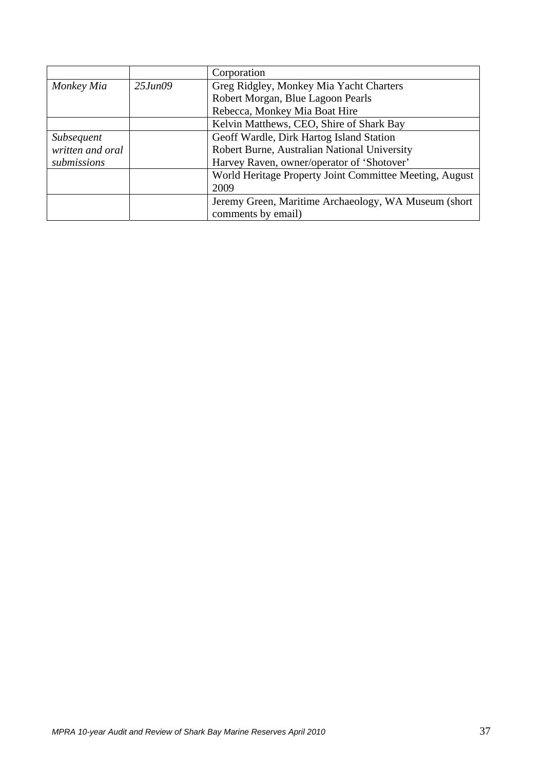| | | |
|---|---|---|
| | | Corporation |
| *Monkey Mia* | *25Jun09* | Greg Ridgley, Monkey Mia Yacht Charters<br>Robert Morgan, Blue Lagoon Pearls<br>Rebecca, Monkey Mia Boat Hire |
| | | Kelvin Matthews, CEO, Shire of Shark Bay |
| *Subsequent written and oral submissions* | | Geoff Wardle, Dirk Hartog Island Station<br>Robert Burne, Australian National University<br>Harvey Raven, owner/operator of 'Shotover' |
| | | World Heritage Property Joint Committee Meeting, August 2009 |
| | | Jeremy Green, Maritime Archaeology, WA Museum (short comments by email) |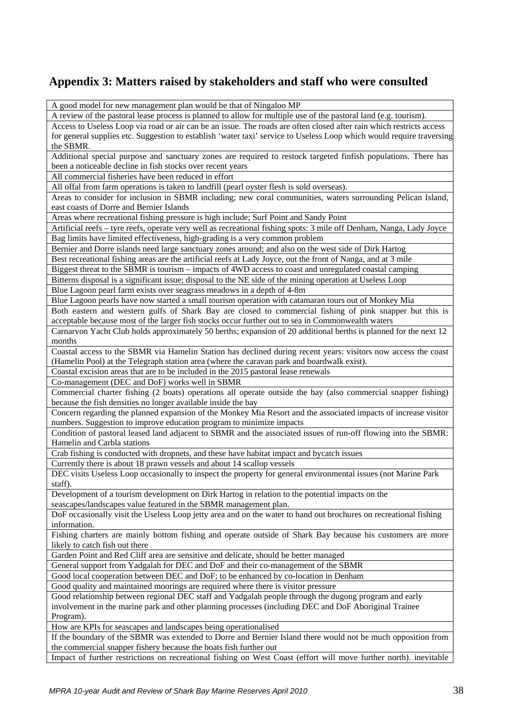## Appendix 3: Matters raised by stakeholders and staff who were consulted

| |
|---|
| A good model for new management plan would be that of Ningaloo MP |
| A review of the pastoral lease process is planned to allow for multiple use of the pastoral land (e.g. tourism). |
| Access to Useless Loop via road or air can be an issue. The roads are often closed after rain which restricts access for general supplies etc. Suggestion to establish 'water taxi' service to Useless Loop which would require traversing the SBMR. |
| Additional special purpose and sanctuary zones are required to restock targeted finfish populations. There has been a noticeable decline in fish stocks over recent years |
| All commercial fisheries have been reduced in effort |
| All offal from farm operations is taken to landfill (pearl oyster flesh is sold overseas). |
| Areas to consider for inclusion in SBMR including; new coral communities, waters surrounding Pelican Island, east coasts of Dorre and Bernier Islands |
| Areas where recreational fishing pressure is high include; Surf Point and Sandy Point |
| Artificial reefs – tyre reefs, operate very well as recreational fishing spots: 3 mile off Denham, Nanga, Lady Joyce |
| Bag limits have limited effectiveness, high-grading is a very common problem |
| Bernier and Dorre islands need large sanctuary zones around; and also on the west side of Dirk Hartog |
| Best recreational fishing areas are the artificial reefs at Lady Joyce, out the front of Nanga, and at 3 mile |
| Biggest threat to the SBMR is tourism – impacts of 4WD access to coast and unregulated coastal camping |
| Bitterns disposal is a significant issue; disposal to the NE side of the mining operation at Useless Loop |
| Blue Lagoon pearl farm exists over seagrass meadows in a depth of 4-8m |
| Blue Lagoon pearls have now started a small tourism operation with catamaran tours out of Monkey Mia |
| Both eastern and western gulfs of Shark Bay are closed to commercial fishing of pink snapper but this is acceptable because most of the larger fish stocks occur further out to sea in Commonwealth waters |
| Carnarvon Yacht Club holds approximately 50 berths; expansion of 20 additional berths is planned for the next 12 months |
| Coastal access to the SBMR via Hamelin Station has declined during recent years: visitors now access the coast (Hamelin Pool) at the Telegraph station area (where the caravan park and boardwalk exist). |
| Coastal excision areas that are to be included in the 2015 pastoral lease renewals |
| Co-management (DEC and DoF) works well in SBMR |
| Commercial charter fishing (2 boats) operations all operate outside the bay (also commercial snapper fishing) because the fish densities no longer available inside the bay |
| Concern regarding the planned expansion of the Monkey Mia Resort and the associated impacts of increase visitor numbers. Suggestion to improve education program to minimize impacts |
| Condition of pastoral leased land adjacent to SBMR and the associated issues of run-off flowing into the SBMR: Hamelin and Carbla stations |
| Crab fishing is conducted with dropnets, and these have habitat impact and bycatch issues |
| Currently there is about 18 prawn vessels and about 14 scallop vessels |
| DEC visits Useless Loop occasionally to inspect the property for general environmental issues (not Marine Park staff). |
| Development of a tourism development on Dirk Hartog in relation to the potential impacts on the seascapes/landscapes value featured in the SBMR management plan. |
| DoF occasionally visit the Useless Loop jetty area and on the water to hand out brochures on recreational fishing information. |
| Fishing charters are mainly bottom fishing and operate outside of Shark Bay because his customers are more likely to catch fish out there |
| Garden Point and Red Cliff area are sensitive and delicate, should be better managed |
| General support from Yadgalah for DEC and DoF and their co-management of the SBMR |
| Good local cooperation between DEC and DoF; to be enhanced by co-location in Denham |
| Good quality and maintained moorings are required where there is visitor pressure |
| Good relationship between regional DEC staff and Yadgalah people through the dugong program and early involvement in the marine park and other planning processes (including DEC and DoF Aboriginal Trainee Program). |
| How are KPIs for seascapes and landscapes being operationalised |
| If the boundary of the SBMR was extended to Dorre and Bernier Island there would not be much opposition from the commercial snapper fishery because the boats fish further out |
| Impact of further restrictions on recreational fishing on West Coast (effort will move further north). inevitable |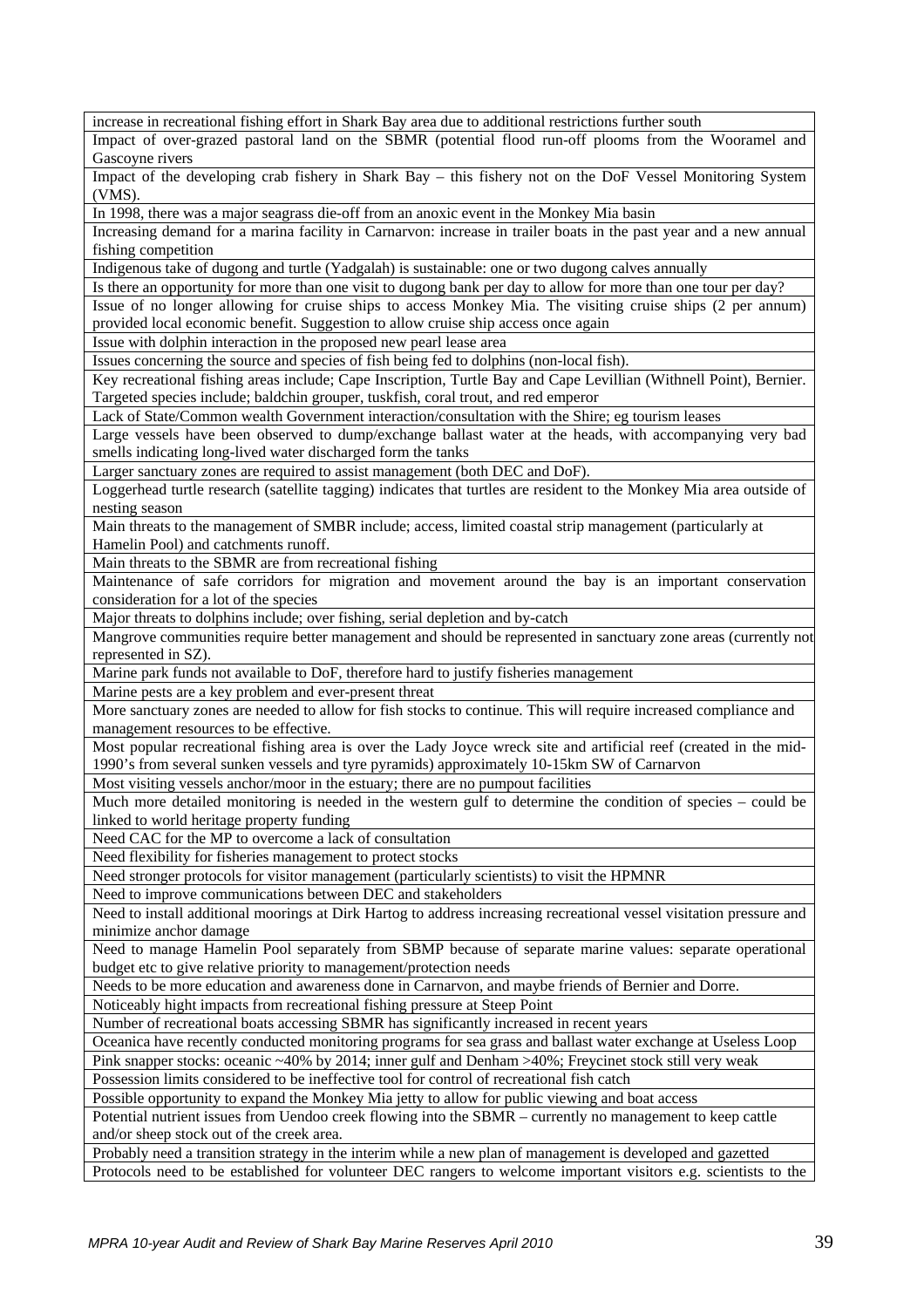| |
|---|
| increase in recreational fishing effort in Shark Bay area due to additional restrictions further south |
| Impact of over-grazed pastoral land on the SBMR (potential flood run-off plooms from the Wooramel and Gascoyne rivers |
| Impact of the developing crab fishery in Shark Bay – this fishery not on the DoF Vessel Monitoring System (VMS). |
| In 1998, there was a major seagrass die-off from an anoxic event in the Monkey Mia basin |
| Increasing demand for a marina facility in Carnarvon: increase in trailer boats in the past year and a new annual fishing competition |
| Indigenous take of dugong and turtle (Yadgalah) is sustainable: one or two dugong calves annually |
| Is there an opportunity for more than one visit to dugong bank per day to allow for more than one tour per day? |
| Issue of no longer allowing for cruise ships to access Monkey Mia. The visiting cruise ships (2 per annum) provided local economic benefit. Suggestion to allow cruise ship access once again |
| Issue with dolphin interaction in the proposed new pearl lease area |
| Issues concerning the source and species of fish being fed to dolphins (non-local fish). |
| Key recreational fishing areas include; Cape Inscription, Turtle Bay and Cape Levillian (Withnell Point), Bernier. Targeted species include; baldchin grouper, tuskfish, coral trout, and red emperor |
| Lack of State/Common wealth Government interaction/consultation with the Shire; eg tourism leases |
| Large vessels have been observed to dump/exchange ballast water at the heads, with accompanying very bad smells indicating long-lived water discharged form the tanks |
| Larger sanctuary zones are required to assist management (both DEC and DoF). |
| Loggerhead turtle research (satellite tagging) indicates that turtles are resident to the Monkey Mia area outside of nesting season |
| Main threats to the management of SMBR include; access, limited coastal strip management (particularly at Hamelin Pool) and catchments runoff. |
| Main threats to the SBMR are from recreational fishing |
| Maintenance of safe corridors for migration and movement around the bay is an important conservation consideration for a lot of the species |
| Major threats to dolphins include; over fishing, serial depletion and by-catch |
| Mangrove communities require better management and should be represented in sanctuary zone areas (currently not represented in SZ). |
| Marine park funds not available to DoF, therefore hard to justify fisheries management |
| Marine pests are a key problem and ever-present threat |
| More sanctuary zones are needed to allow for fish stocks to continue. This will require increased compliance and management resources to be effective. |
| Most popular recreational fishing area is over the Lady Joyce wreck site and artificial reef (created in the mid-1990's from several sunken vessels and tyre pyramids) approximately 10-15km SW of Carnarvon |
| Most visiting vessels anchor/moor in the estuary; there are no pumpout facilities |
| Much more detailed monitoring is needed in the western gulf to determine the condition of species – could be linked to world heritage property funding |
| Need CAC for the MP to overcome a lack of consultation |
| Need flexibility for fisheries management to protect stocks |
| Need stronger protocols for visitor management (particularly scientists) to visit the HPMNR |
| Need to improve communications between DEC and stakeholders |
| Need to install additional moorings at Dirk Hartog to address increasing recreational vessel visitation pressure and minimize anchor damage |
| Need to manage Hamelin Pool separately from SBMP because of separate marine values: separate operational budget etc to give relative priority to management/protection needs |
| Needs to be more education and awareness done in Carnarvon, and maybe friends of Bernier and Dorre. |
| Noticeably hight impacts from recreational fishing pressure at Steep Point |
| Number of recreational boats accessing SBMR has significantly increased in recent years |
| Oceanica have recently conducted monitoring programs for sea grass and ballast water exchange at Useless Loop |
| Pink snapper stocks: oceanic ~40% by 2014; inner gulf and Denham >40%; Freycinet stock still very weak |
| Possession limits considered to be ineffective tool for control of recreational fish catch |
| Possible opportunity to expand the Monkey Mia jetty to allow for public viewing and boat access |
| Potential nutrient issues from Uendoo creek flowing into the SBMR – currently no management to keep cattle and/or sheep stock out of the creek area. |
| Probably need a transition strategy in the interim while a new plan of management is developed and gazetted |
| Protocols need to be established for volunteer DEC rangers to welcome important visitors e.g. scientists to the |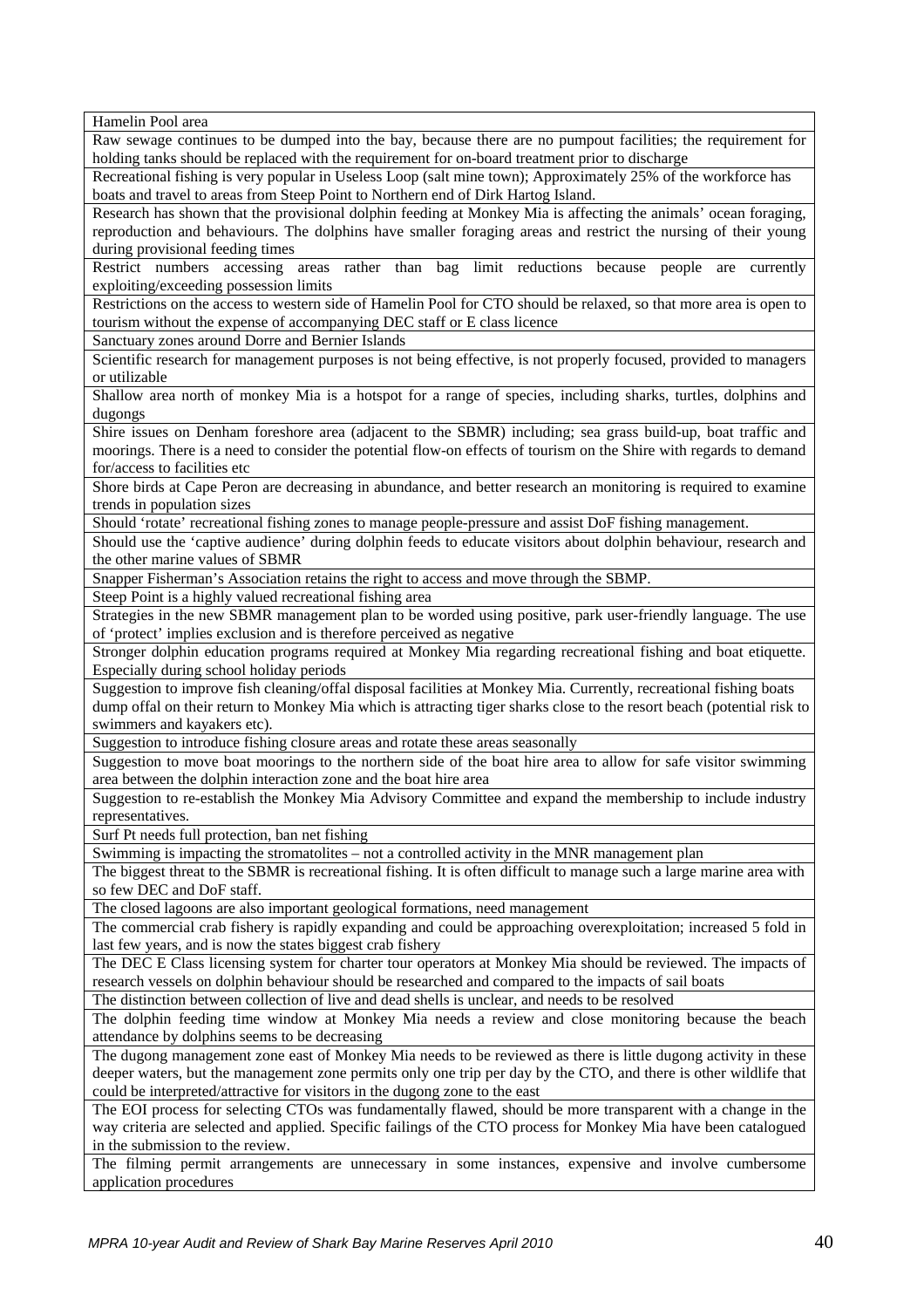| Hamelin Pool area |
|---|
| Raw sewage continues to be dumped into the bay, because there are no pumpout facilities; the requirement for holding tanks should be replaced with the requirement for on-board treatment prior to discharge |
| Recreational fishing is very popular in Useless Loop (salt mine town); Approximately 25% of the workforce has boats and travel to areas from Steep Point to Northern end of Dirk Hartog Island. |
| Research has shown that the provisional dolphin feeding at Monkey Mia is affecting the animals' ocean foraging, reproduction and behaviours. The dolphins have smaller foraging areas and restrict the nursing of their young during provisional feeding times |
| Restrict numbers accessing areas rather than bag limit reductions because people are currently exploiting/exceeding possession limits |
| Restrictions on the access to western side of Hamelin Pool for CTO should be relaxed, so that more area is open to tourism without the expense of accompanying DEC staff or E class licence |
| Sanctuary zones around Dorre and Bernier Islands |
| Scientific research for management purposes is not being effective, is not properly focused, provided to managers or utilizable |
| Shallow area north of monkey Mia is a hotspot for a range of species, including sharks, turtles, dolphins and dugongs |
| Shire issues on Denham foreshore area (adjacent to the SBMR) including; sea grass build-up, boat traffic and moorings. There is a need to consider the potential flow-on effects of tourism on the Shire with regards to demand for/access to facilities etc |
| Shore birds at Cape Peron are decreasing in abundance, and better research an monitoring is required to examine trends in population sizes |
| Should 'rotate' recreational fishing zones to manage people-pressure and assist DoF fishing management. |
| Should use the 'captive audience' during dolphin feeds to educate visitors about dolphin behaviour, research and the other marine values of SBMR |
| Snapper Fisherman's Association retains the right to access and move through the SBMP. |
| Steep Point is a highly valued recreational fishing area |
| Strategies in the new SBMR management plan to be worded using positive, park user-friendly language. The use of 'protect' implies exclusion and is therefore perceived as negative |
| Stronger dolphin education programs required at Monkey Mia regarding recreational fishing and boat etiquette. Especially during school holiday periods |
| Suggestion to improve fish cleaning/offal disposal facilities at Monkey Mia. Currently, recreational fishing boats dump offal on their return to Monkey Mia which is attracting tiger sharks close to the resort beach (potential risk to swimmers and kayakers etc). |
| Suggestion to introduce fishing closure areas and rotate these areas seasonally |
| Suggestion to move boat moorings to the northern side of the boat hire area to allow for safe visitor swimming area between the dolphin interaction zone and the boat hire area |
| Suggestion to re-establish the Monkey Mia Advisory Committee and expand the membership to include industry representatives. |
| Surf Pt needs full protection, ban net fishing |
| Swimming is impacting the stromatolites – not a controlled activity in the MNR management plan |
| The biggest threat to the SBMR is recreational fishing. It is often difficult to manage such a large marine area with so few DEC and DoF staff. |
| The closed lagoons are also important geological formations, need management |
| The commercial crab fishery is rapidly expanding and could be approaching overexploitation; increased 5 fold in last few years, and is now the states biggest crab fishery |
| The DEC E Class licensing system for charter tour operators at Monkey Mia should be reviewed. The impacts of research vessels on dolphin behaviour should be researched and compared to the impacts of sail boats |
| The distinction between collection of live and dead shells is unclear, and needs to be resolved |
| The dolphin feeding time window at Monkey Mia needs a review and close monitoring because the beach attendance by dolphins seems to be decreasing |
| The dugong management zone east of Monkey Mia needs to be reviewed as there is little dugong activity in these deeper waters, but the management zone permits only one trip per day by the CTO, and there is other wildlife that could be interpreted/attractive for visitors in the dugong zone to the east |
| The EOI process for selecting CTOs was fundamentally flawed, should be more transparent with a change in the way criteria are selected and applied. Specific failings of the CTO process for Monkey Mia have been catalogued in the submission to the review. |
| The filming permit arrangements are unnecessary in some instances, expensive and involve cumbersome application procedures |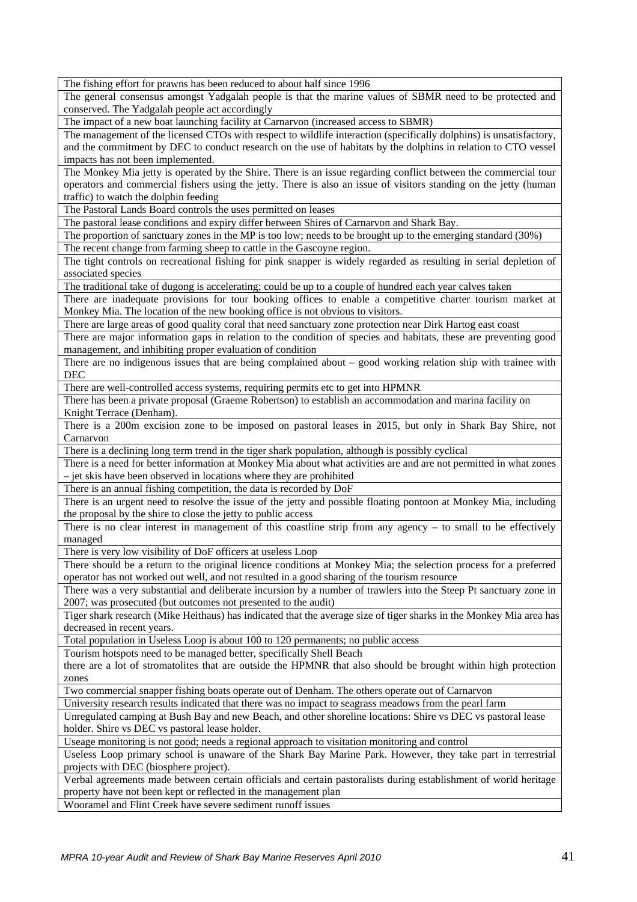| |
|---|
| The fishing effort for prawns has been reduced to about half since 1996 |
| The general consensus amongst Yadgalah people is that the marine values of SBMR need to be protected and conserved. The Yadgalah people act accordingly |
| The impact of a new boat launching facility at Carnarvon (increased access to SBMR) |
| The management of the licensed CTOs with respect to wildlife interaction (specifically dolphins) is unsatisfactory, and the commitment by DEC to conduct research on the use of habitats by the dolphins in relation to CTO vessel impacts has not been implemented. |
| The Monkey Mia jetty is operated by the Shire. There is an issue regarding conflict between the commercial tour operators and commercial fishers using the jetty. There is also an issue of visitors standing on the jetty (human traffic) to watch the dolphin feeding |
| The Pastoral Lands Board controls the uses permitted on leases |
| The pastoral lease conditions and expiry differ between Shires of Carnarvon and Shark Bay. |
| The proportion of sanctuary zones in the MP is too low; needs to be brought up to the emerging standard (30%) |
| The recent change from farming sheep to cattle in the Gascoyne region. |
| The tight controls on recreational fishing for pink snapper is widely regarded as resulting in serial depletion of associated species |
| The traditional take of dugong is accelerating; could be up to a couple of hundred each year calves taken |
| There are inadequate provisions for tour booking offices to enable a competitive charter tourism market at Monkey Mia. The location of the new booking office is not obvious to visitors. |
| There are large areas of good quality coral that need sanctuary zone protection near Dirk Hartog east coast |
| There are major information gaps in relation to the condition of species and habitats, these are preventing good management, and inhibiting proper evaluation of condition |
| There are no indigenous issues that are being complained about – good working relation ship with trainee with DEC |
| There are well-controlled access systems, requiring permits etc to get into HPMNR |
| There has been a private proposal (Graeme Robertson) to establish an accommodation and marina facility on Knight Terrace (Denham). |
| There is a 200m excision zone to be imposed on pastoral leases in 2015, but only in Shark Bay Shire, not Carnarvon |
| There is a declining long term trend in the tiger shark population, although is possibly cyclical |
| There is a need for better information at Monkey Mia about what activities are and are not permitted in what zones – jet skis have been observed in locations where they are prohibited |
| There is an annual fishing competition, the data is recorded by DoF |
| There is an urgent need to resolve the issue of the jetty and possible floating pontoon at Monkey Mia, including the proposal by the shire to close the jetty to public access |
| There is no clear interest in management of this coastline strip from any agency – to small to be effectively managed |
| There is very low visibility of DoF officers at useless Loop |
| There should be a return to the original licence conditions at Monkey Mia; the selection process for a preferred operator has not worked out well, and not resulted in a good sharing of the tourism resource |
| There was a very substantial and deliberate incursion by a number of trawlers into the Steep Pt sanctuary zone in 2007; was prosecuted (but outcomes not presented to the audit) |
| Tiger shark research (Mike Heithaus) has indicated that the average size of tiger sharks in the Monkey Mia area has decreased in recent years. |
| Total population in Useless Loop is about 100 to 120 permanents; no public access |
| Tourism hotspots need to be managed better, specifically Shell Beach<br>there are a lot of stromatolites that are outside the HPMNR that also should be brought within high protection zones |
| Two commercial snapper fishing boats operate out of Denham. The others operate out of Carnarvon |
| University research results indicated that there was no impact to seagrass meadows from the pearl farm |
| Unregulated camping at Bush Bay and new Beach, and other shoreline locations: Shire vs DEC vs pastoral lease holder. Shire vs DEC vs pastoral lease holder. |
| Useage monitoring is not good; needs a regional approach to visitation monitoring and control |
| Useless Loop primary school is unaware of the Shark Bay Marine Park. However, they take part in terrestrial projects with DEC (biosphere project). |
| Verbal agreements made between certain officials and certain pastoralists during establishment of world heritage property have not been kept or reflected in the management plan |
| Wooramel and Flint Creek have severe sediment runoff issues |